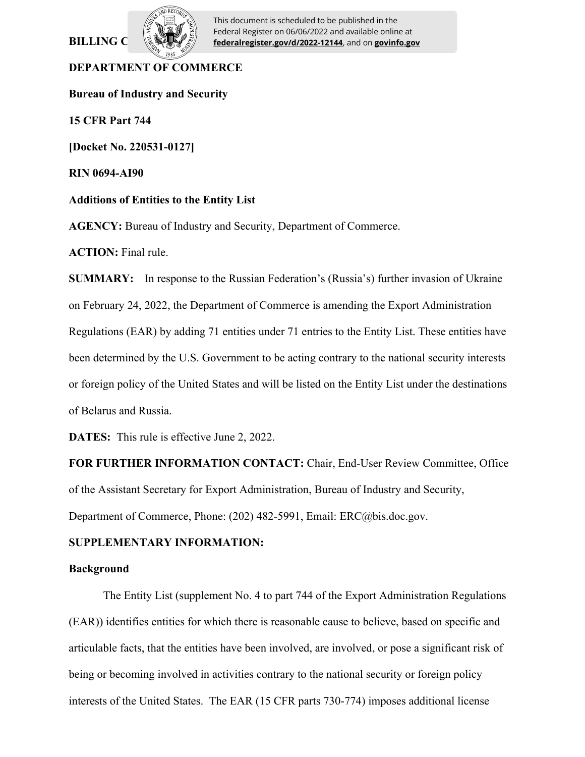**BILLING C**

This document is scheduled to be published in the Federal Register on 06/06/2022 and available online at **federalregister.gov/d/2022-12144**, and on **govinfo.gov**

**DEPARTMENT OF COMMERCE**

**Bureau of Industry and Security**

**15 CFR Part 744**

**[Docket No. 220531-0127]**

**RIN 0694-AI90**

**Additions of Entities to the Entity List**

**AGENCY:** Bureau of Industry and Security, Department of Commerce.

**ACTION:** Final rule.

**SUMMARY:** In response to the Russian Federation's (Russia's) further invasion of Ukraine on February 24, 2022, the Department of Commerce is amending the Export Administration Regulations (EAR) by adding 71 entities under 71 entries to the Entity List. These entities have been determined by the U.S. Government to be acting contrary to the national security interests or foreign policy of the United States and will be listed on the Entity List under the destinations of Belarus and Russia.

**DATES:** This rule is effective June 2, 2022.

**FOR FURTHER INFORMATION CONTACT:** Chair, End-User Review Committee, Office of the Assistant Secretary for Export Administration, Bureau of Industry and Security, Department of Commerce, Phone: (202) 482-5991, Email: ERC@bis.doc.gov.

**SUPPLEMENTARY INFORMATION:**

**Background**

The Entity List (supplement No. 4 to part 744 of the Export Administration Regulations (EAR)) identifies entities for which there is reasonable cause to believe, based on specific and articulable facts, that the entities have been involved, are involved, or pose a significant risk of being or becoming involved in activities contrary to the national security or foreign policy interests of the United States. The EAR (15 CFR parts 730-774) imposes additional license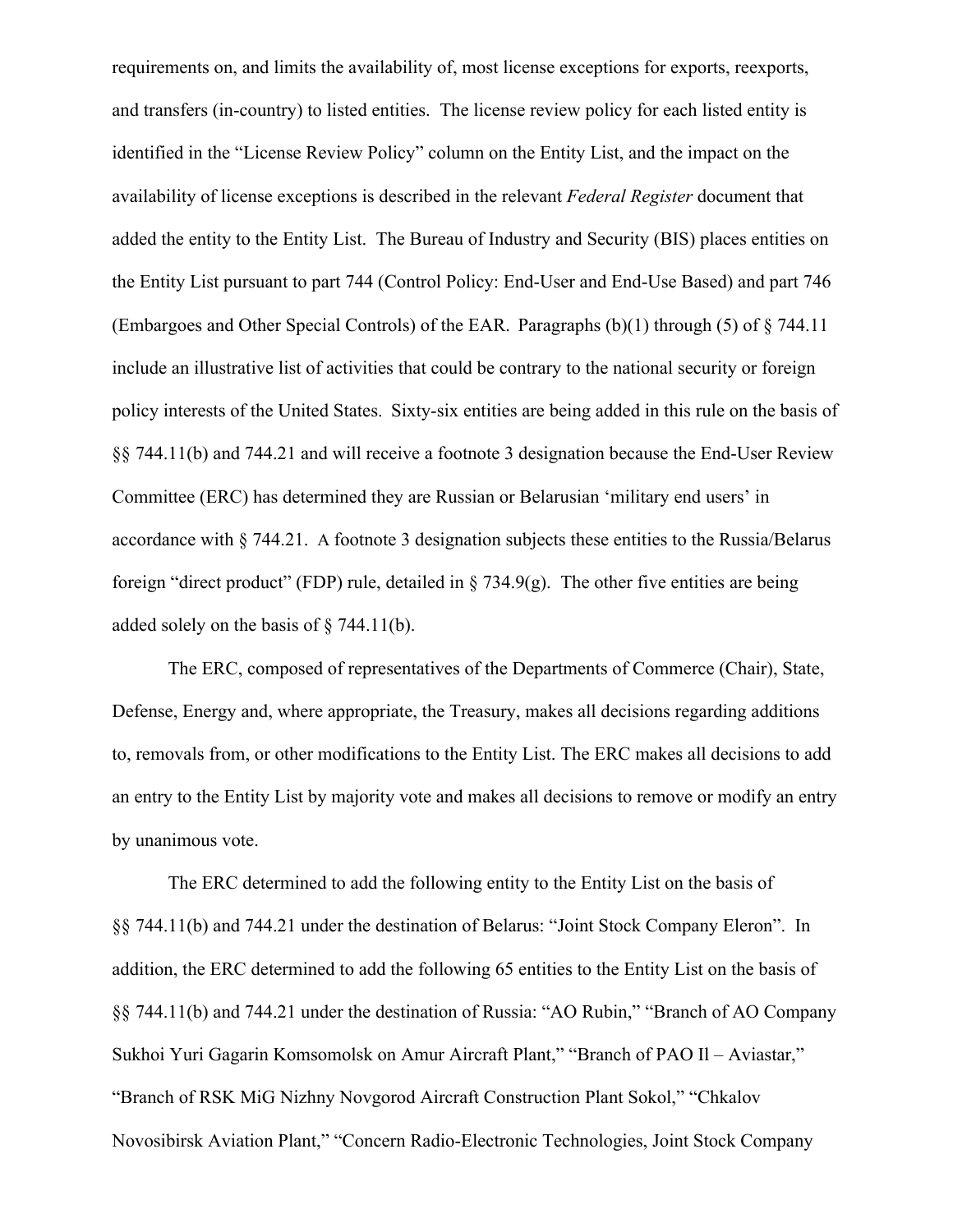requirements on, and limits the availability of, most license exceptions for exports, reexports, and transfers (in-country) to listed entities. The license review policy for each listed entity is identified in the "License Review Policy" column on the Entity List, and the impact on the availability of license exceptions is described in the relevant *Federal Register* document that added the entity to the Entity List. The Bureau of Industry and Security (BIS) places entities on the Entity List pursuant to part 744 (Control Policy: End-User and End-Use Based) and part 746 (Embargoes and Other Special Controls) of the EAR. Paragraphs (b)(1) through (5) of § 744.11 include an illustrative list of activities that could be contrary to the national security or foreign policy interests of the United States. Sixty-six entities are being added in this rule on the basis of §§ 744.11(b) and 744.21 and will receive a footnote 3 designation because the End-User Review Committee (ERC) has determined they are Russian or Belarusian 'military end users' in accordance with § 744.21. A footnote 3 designation subjects these entities to the Russia/Belarus foreign "direct product" (FDP) rule, detailed in § 734.9(g). The other five entities are being added solely on the basis of § 744.11(b).

The ERC, composed of representatives of the Departments of Commerce (Chair), State, Defense, Energy and, where appropriate, the Treasury, makes all decisions regarding additions to, removals from, or other modifications to the Entity List. The ERC makes all decisions to add an entry to the Entity List by majority vote and makes all decisions to remove or modify an entry by unanimous vote.

The ERC determined to add the following entity to the Entity List on the basis of §§ 744.11(b) and 744.21 under the destination of Belarus: "Joint Stock Company Eleron". In addition, the ERC determined to add the following 65 entities to the Entity List on the basis of §§ 744.11(b) and 744.21 under the destination of Russia: "AO Rubin," "Branch of AO Company Sukhoi Yuri Gagarin Komsomolsk on Amur Aircraft Plant," "Branch of PAO Il – Aviastar," "Branch of RSK MiG Nizhny Novgorod Aircraft Construction Plant Sokol," "Chkalov Novosibirsk Aviation Plant," "Concern Radio-Electronic Technologies, Joint Stock Company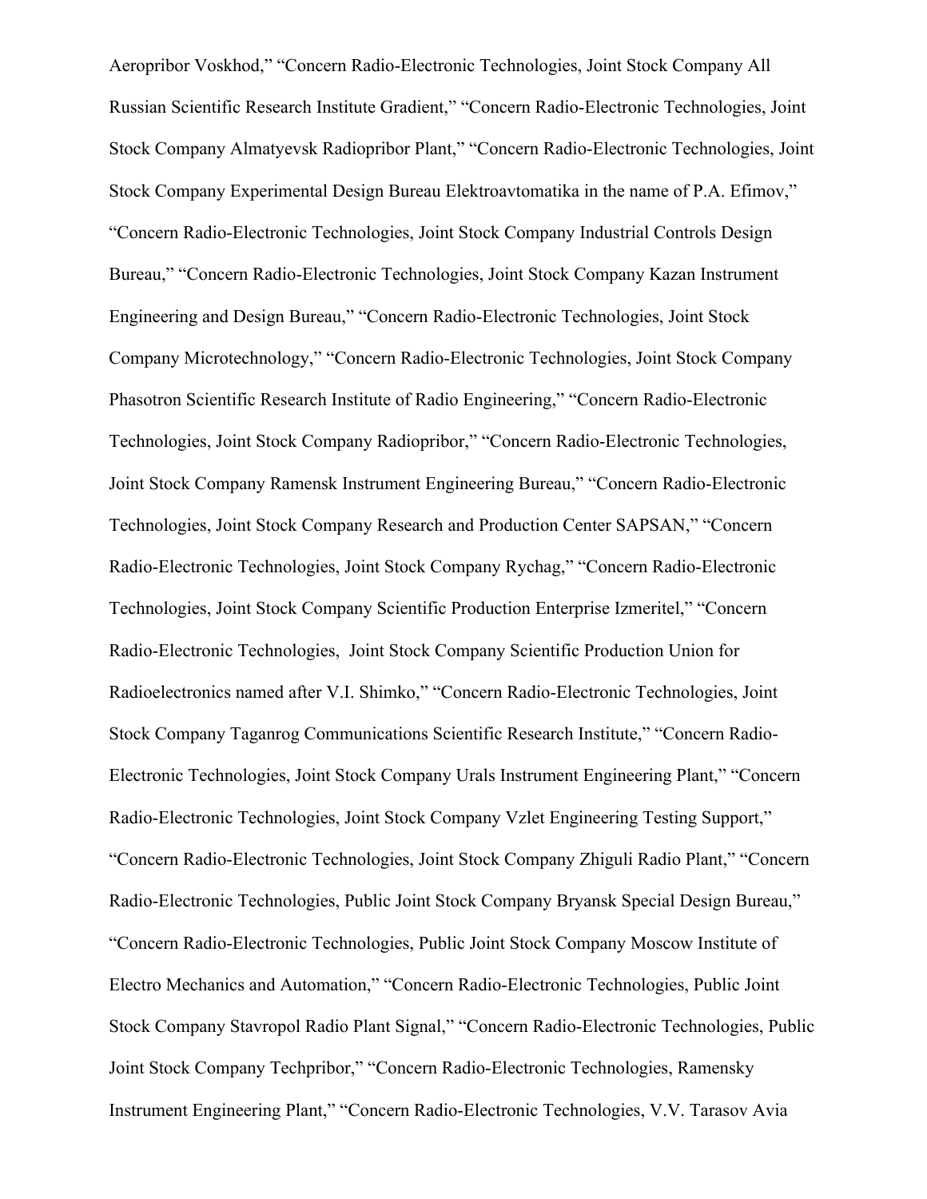Aeropribor Voskhod," "Concern Radio-Electronic Technologies, Joint Stock Company All Russian Scientific Research Institute Gradient," "Concern Radio-Electronic Technologies, Joint Stock Company Almatyevsk Radiopribor Plant," "Concern Radio-Electronic Technologies, Joint Stock Company Experimental Design Bureau Elektroavtomatika in the name of P.A. Efimov," "Concern Radio-Electronic Technologies, Joint Stock Company Industrial Controls Design Bureau," "Concern Radio-Electronic Technologies, Joint Stock Company Kazan Instrument Engineering and Design Bureau," "Concern Radio-Electronic Technologies, Joint Stock Company Microtechnology," "Concern Radio-Electronic Technologies, Joint Stock Company Phasotron Scientific Research Institute of Radio Engineering," "Concern Radio-Electronic Technologies, Joint Stock Company Radiopribor," "Concern Radio-Electronic Technologies, Joint Stock Company Ramensk Instrument Engineering Bureau," "Concern Radio-Electronic Technologies, Joint Stock Company Research and Production Center SAPSAN," "Concern Radio-Electronic Technologies, Joint Stock Company Rychag," "Concern Radio-Electronic Technologies, Joint Stock Company Scientific Production Enterprise Izmeritel," "Concern Radio-Electronic Technologies, Joint Stock Company Scientific Production Union for Radioelectronics named after V.I. Shimko," "Concern Radio-Electronic Technologies, Joint Stock Company Taganrog Communications Scientific Research Institute," "Concern Radio-Electronic Technologies, Joint Stock Company Urals Instrument Engineering Plant," "Concern Radio-Electronic Technologies, Joint Stock Company Vzlet Engineering Testing Support," "Concern Radio-Electronic Technologies, Joint Stock Company Zhiguli Radio Plant," "Concern Radio-Electronic Technologies, Public Joint Stock Company Bryansk Special Design Bureau," "Concern Radio-Electronic Technologies, Public Joint Stock Company Moscow Institute of Electro Mechanics and Automation," "Concern Radio-Electronic Technologies, Public Joint Stock Company Stavropol Radio Plant Signal," "Concern Radio-Electronic Technologies, Public Joint Stock Company Techpribor," "Concern Radio-Electronic Technologies, Ramensky Instrument Engineering Plant," "Concern Radio-Electronic Technologies, V.V. Tarasov Avia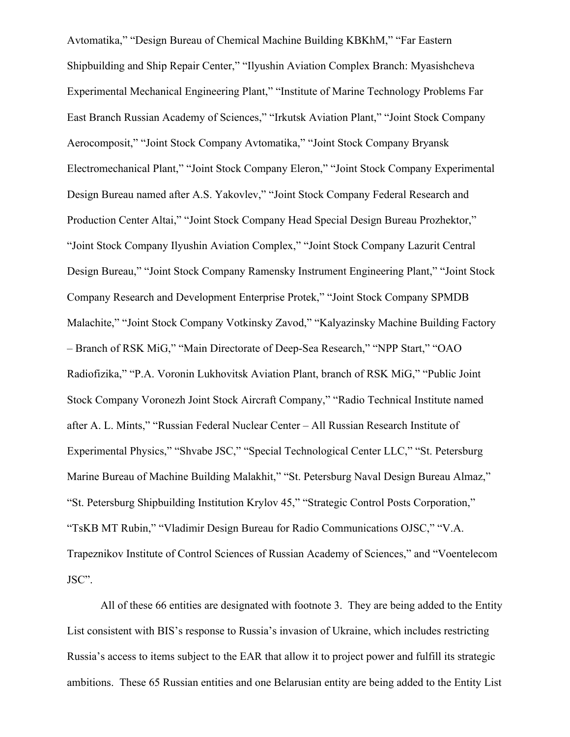Avtomatika," "Design Bureau of Chemical Machine Building KBKhM," "Far Eastern Shipbuilding and Ship Repair Center," "Ilyushin Aviation Complex Branch: Myasishcheva Experimental Mechanical Engineering Plant," "Institute of Marine Technology Problems Far East Branch Russian Academy of Sciences," "Irkutsk Aviation Plant," "Joint Stock Company Aerocomposit," "Joint Stock Company Avtomatika," "Joint Stock Company Bryansk Electromechanical Plant," "Joint Stock Company Eleron," "Joint Stock Company Experimental Design Bureau named after A.S. Yakovlev," "Joint Stock Company Federal Research and Production Center Altai," "Joint Stock Company Head Special Design Bureau Prozhektor," "Joint Stock Company Ilyushin Aviation Complex," "Joint Stock Company Lazurit Central Design Bureau," "Joint Stock Company Ramensky Instrument Engineering Plant," "Joint Stock Company Research and Development Enterprise Protek," "Joint Stock Company SPMDB Malachite," "Joint Stock Company Votkinsky Zavod," "Kalyazinsky Machine Building Factory – Branch of RSK MiG," "Main Directorate of Deep-Sea Research," "NPP Start," "OAO Radiofizika," "P.A. Voronin Lukhovitsk Aviation Plant, branch of RSK MiG," "Public Joint Stock Company Voronezh Joint Stock Aircraft Company," "Radio Technical Institute named after A. L. Mints," "Russian Federal Nuclear Center – All Russian Research Institute of Experimental Physics," "Shvabe JSC," "Special Technological Center LLC," "St. Petersburg Marine Bureau of Machine Building Malakhit," "St. Petersburg Naval Design Bureau Almaz," "St. Petersburg Shipbuilding Institution Krylov 45," "Strategic Control Posts Corporation," "TsKB MT Rubin," "Vladimir Design Bureau for Radio Communications OJSC," "V.A. Trapeznikov Institute of Control Sciences of Russian Academy of Sciences," and "Voentelecom JSC".

All of these 66 entities are designated with footnote 3. They are being added to the Entity List consistent with BIS's response to Russia's invasion of Ukraine, which includes restricting Russia's access to items subject to the EAR that allow it to project power and fulfill its strategic ambitions. These 65 Russian entities and one Belarusian entity are being added to the Entity List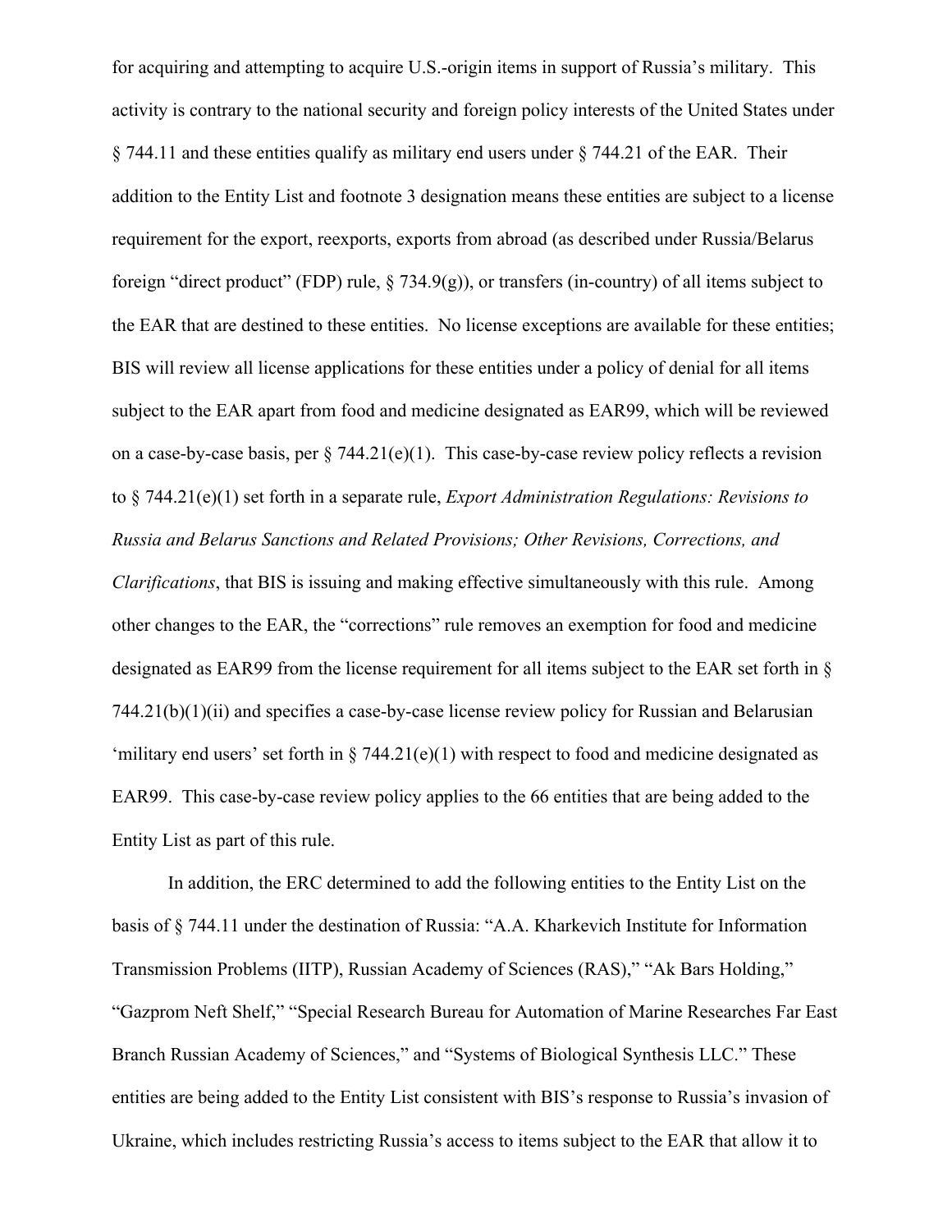for acquiring and attempting to acquire U.S.-origin items in support of Russia's military. This activity is contrary to the national security and foreign policy interests of the United States under § 744.11 and these entities qualify as military end users under § 744.21 of the EAR. Their addition to the Entity List and footnote 3 designation means these entities are subject to a license requirement for the export, reexports, exports from abroad (as described under Russia/Belarus foreign "direct product" (FDP) rule, § 734.9(g)), or transfers (in-country) of all items subject to the EAR that are destined to these entities. No license exceptions are available for these entities; BIS will review all license applications for these entities under a policy of denial for all items subject to the EAR apart from food and medicine designated as EAR99, which will be reviewed on a case-by-case basis, per § 744.21(e)(1). This case-by-case review policy reflects a revision to § 744.21(e)(1) set forth in a separate rule, *Export Administration Regulations: Revisions to Russia and Belarus Sanctions and Related Provisions; Other Revisions, Corrections, and Clarifications*, that BIS is issuing and making effective simultaneously with this rule. Among other changes to the EAR, the "corrections" rule removes an exemption for food and medicine designated as EAR99 from the license requirement for all items subject to the EAR set forth in § 744.21(b)(1)(ii) and specifies a case-by-case license review policy for Russian and Belarusian 'military end users' set forth in § 744.21(e)(1) with respect to food and medicine designated as EAR99. This case-by-case review policy applies to the 66 entities that are being added to the Entity List as part of this rule.

In addition, the ERC determined to add the following entities to the Entity List on the basis of § 744.11 under the destination of Russia: "A.A. Kharkevich Institute for Information Transmission Problems (IITP), Russian Academy of Sciences (RAS)," "Ak Bars Holding," "Gazprom Neft Shelf," "Special Research Bureau for Automation of Marine Researches Far East Branch Russian Academy of Sciences," and "Systems of Biological Synthesis LLC." These entities are being added to the Entity List consistent with BIS's response to Russia's invasion of Ukraine, which includes restricting Russia's access to items subject to the EAR that allow it to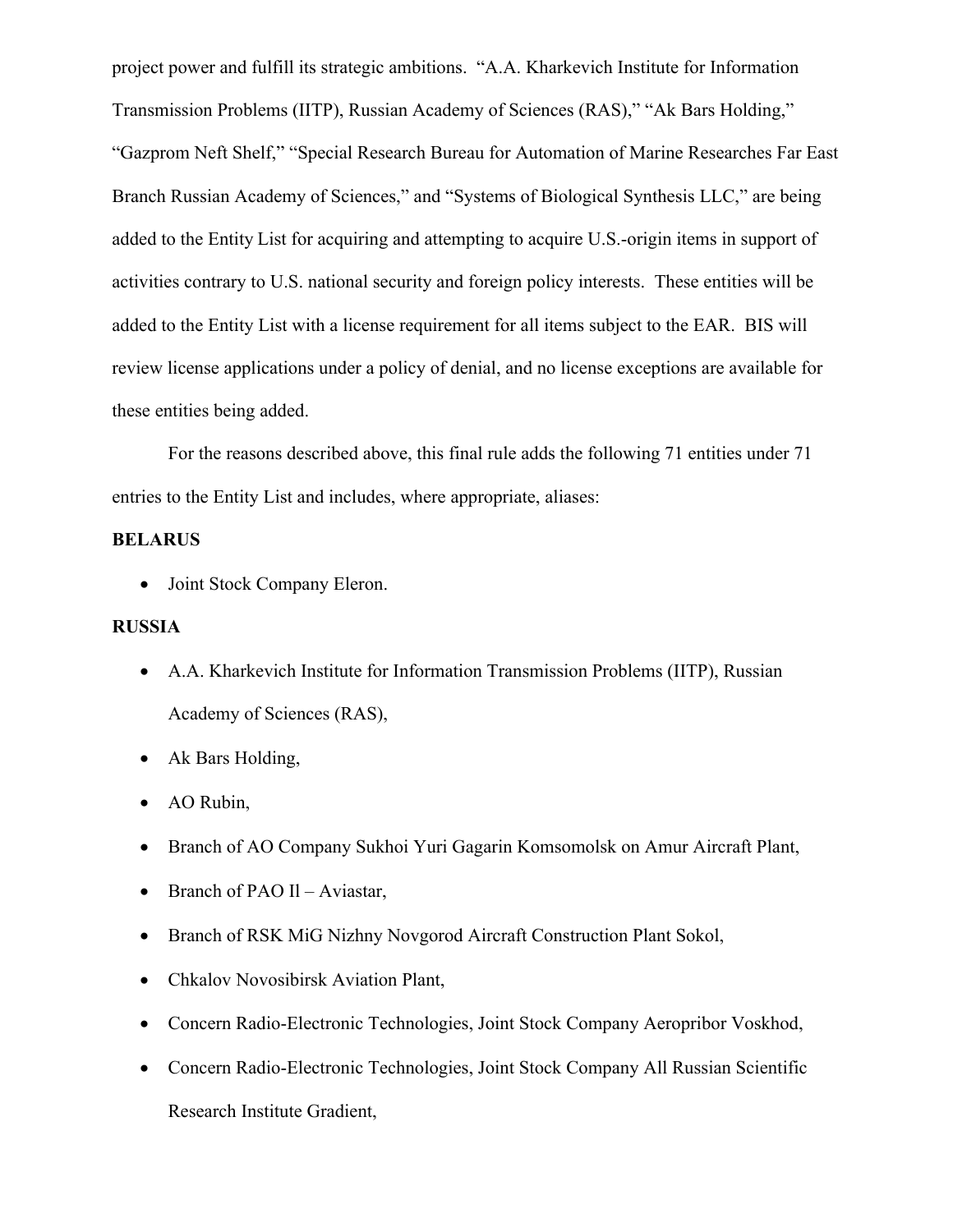project power and fulfill its strategic ambitions. "A.A. Kharkevich Institute for Information Transmission Problems (IITP), Russian Academy of Sciences (RAS)," "Ak Bars Holding," "Gazprom Neft Shelf," "Special Research Bureau for Automation of Marine Researches Far East Branch Russian Academy of Sciences," and "Systems of Biological Synthesis LLC," are being added to the Entity List for acquiring and attempting to acquire U.S.-origin items in support of activities contrary to U.S. national security and foreign policy interests. These entities will be added to the Entity List with a license requirement for all items subject to the EAR. BIS will review license applications under a policy of denial, and no license exceptions are available for these entities being added.

For the reasons described above, this final rule adds the following 71 entities under 71 entries to the Entity List and includes, where appropriate, aliases:

**BELARUS**

- Joint Stock Company Eleron.

**RUSSIA**

- A.A. Kharkevich Institute for Information Transmission Problems (IITP), Russian Academy of Sciences (RAS),
- Ak Bars Holding,
- AO Rubin,
- Branch of AO Company Sukhoi Yuri Gagarin Komsomolsk on Amur Aircraft Plant,
- Branch of PAO Il – Aviastar,
- Branch of RSK MiG Nizhny Novgorod Aircraft Construction Plant Sokol,
- Chkalov Novosibirsk Aviation Plant,
- Concern Radio-Electronic Technologies, Joint Stock Company Aeropribor Voskhod,
- Concern Radio-Electronic Technologies, Joint Stock Company All Russian Scientific Research Institute Gradient,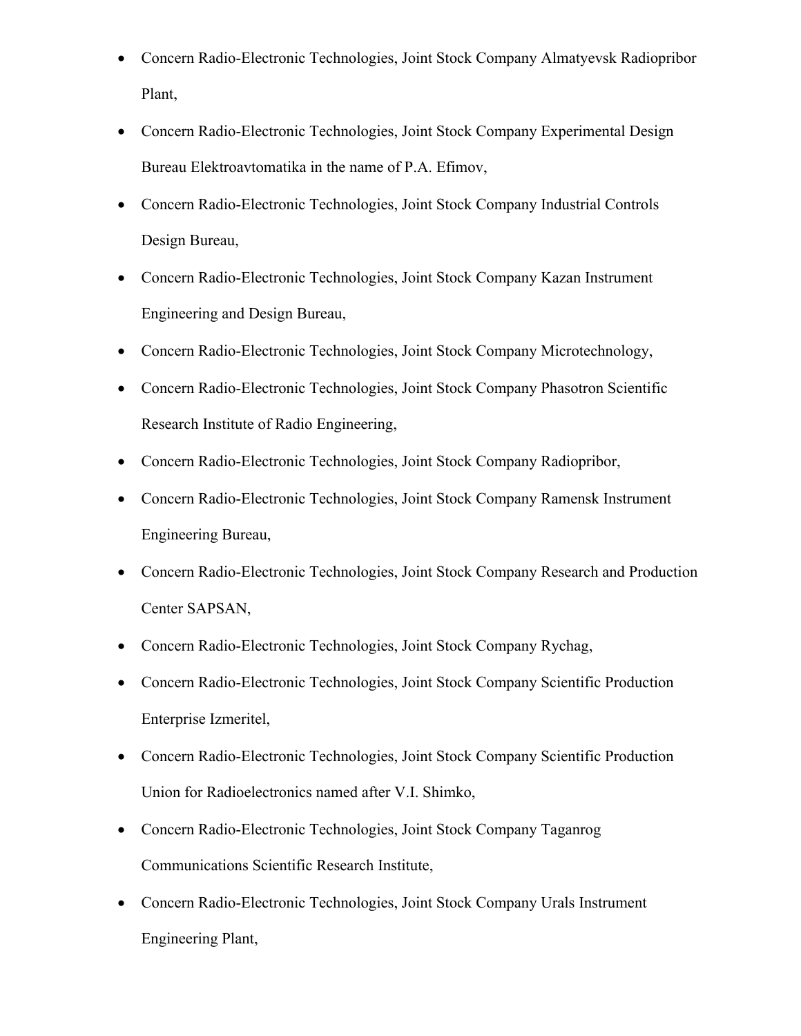- Concern Radio-Electronic Technologies, Joint Stock Company Almatyevsk Radiopribor Plant,
- Concern Radio-Electronic Technologies, Joint Stock Company Experimental Design Bureau Elektroavtomatika in the name of P.A. Efimov,
- Concern Radio-Electronic Technologies, Joint Stock Company Industrial Controls Design Bureau,
- Concern Radio-Electronic Technologies, Joint Stock Company Kazan Instrument Engineering and Design Bureau,
- Concern Radio-Electronic Technologies, Joint Stock Company Microtechnology,
- Concern Radio-Electronic Technologies, Joint Stock Company Phasotron Scientific Research Institute of Radio Engineering,
- Concern Radio-Electronic Technologies, Joint Stock Company Radiopribor,
- Concern Radio-Electronic Technologies, Joint Stock Company Ramensk Instrument Engineering Bureau,
- Concern Radio-Electronic Technologies, Joint Stock Company Research and Production Center SAPSAN,
- Concern Radio-Electronic Technologies, Joint Stock Company Rychag,
- Concern Radio-Electronic Technologies, Joint Stock Company Scientific Production Enterprise Izmeritel,
- Concern Radio-Electronic Technologies, Joint Stock Company Scientific Production Union for Radioelectronics named after V.I. Shimko,
- Concern Radio-Electronic Technologies, Joint Stock Company Taganrog Communications Scientific Research Institute,
- Concern Radio-Electronic Technologies, Joint Stock Company Urals Instrument Engineering Plant,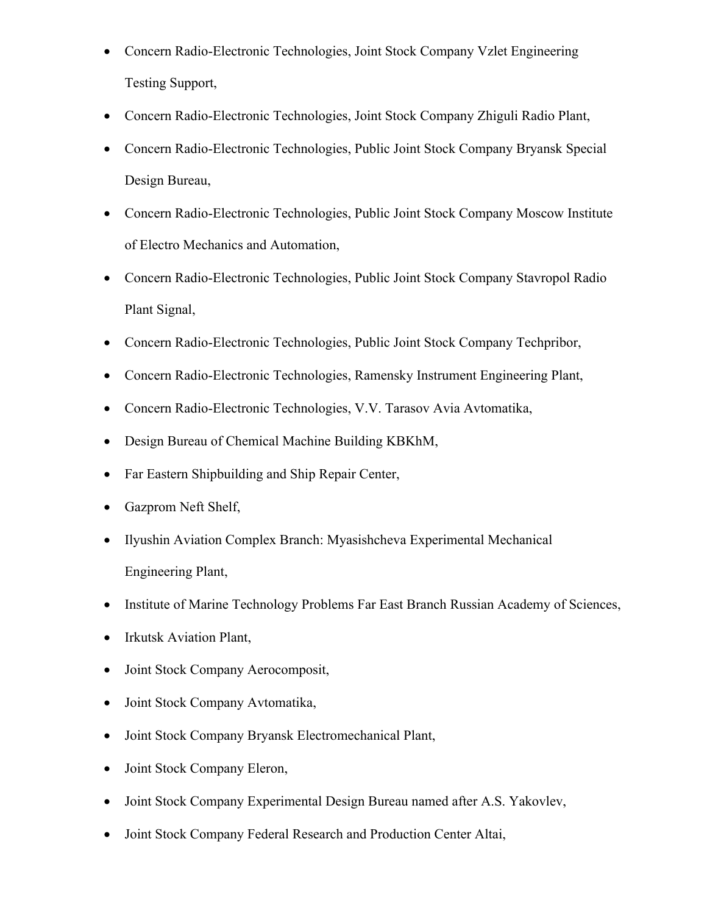- Concern Radio-Electronic Technologies, Joint Stock Company Vzlet Engineering Testing Support,
- Concern Radio-Electronic Technologies, Joint Stock Company Zhiguli Radio Plant,
- Concern Radio-Electronic Technologies, Public Joint Stock Company Bryansk Special Design Bureau,
- Concern Radio-Electronic Technologies, Public Joint Stock Company Moscow Institute of Electro Mechanics and Automation,
- Concern Radio-Electronic Technologies, Public Joint Stock Company Stavropol Radio Plant Signal,
- Concern Radio-Electronic Technologies, Public Joint Stock Company Techpribor,
- Concern Radio-Electronic Technologies, Ramensky Instrument Engineering Plant,
- Concern Radio-Electronic Technologies, V.V. Tarasov Avia Avtomatika,
- Design Bureau of Chemical Machine Building KBKhM,
- Far Eastern Shipbuilding and Ship Repair Center,
- Gazprom Neft Shelf,
- Ilyushin Aviation Complex Branch: Myasishcheva Experimental Mechanical Engineering Plant,
- Institute of Marine Technology Problems Far East Branch Russian Academy of Sciences,
- Irkutsk Aviation Plant,
- Joint Stock Company Aerocomposit,
- Joint Stock Company Avtomatika,
- Joint Stock Company Bryansk Electromechanical Plant,
- Joint Stock Company Eleron,
- Joint Stock Company Experimental Design Bureau named after A.S. Yakovlev,
- Joint Stock Company Federal Research and Production Center Altai,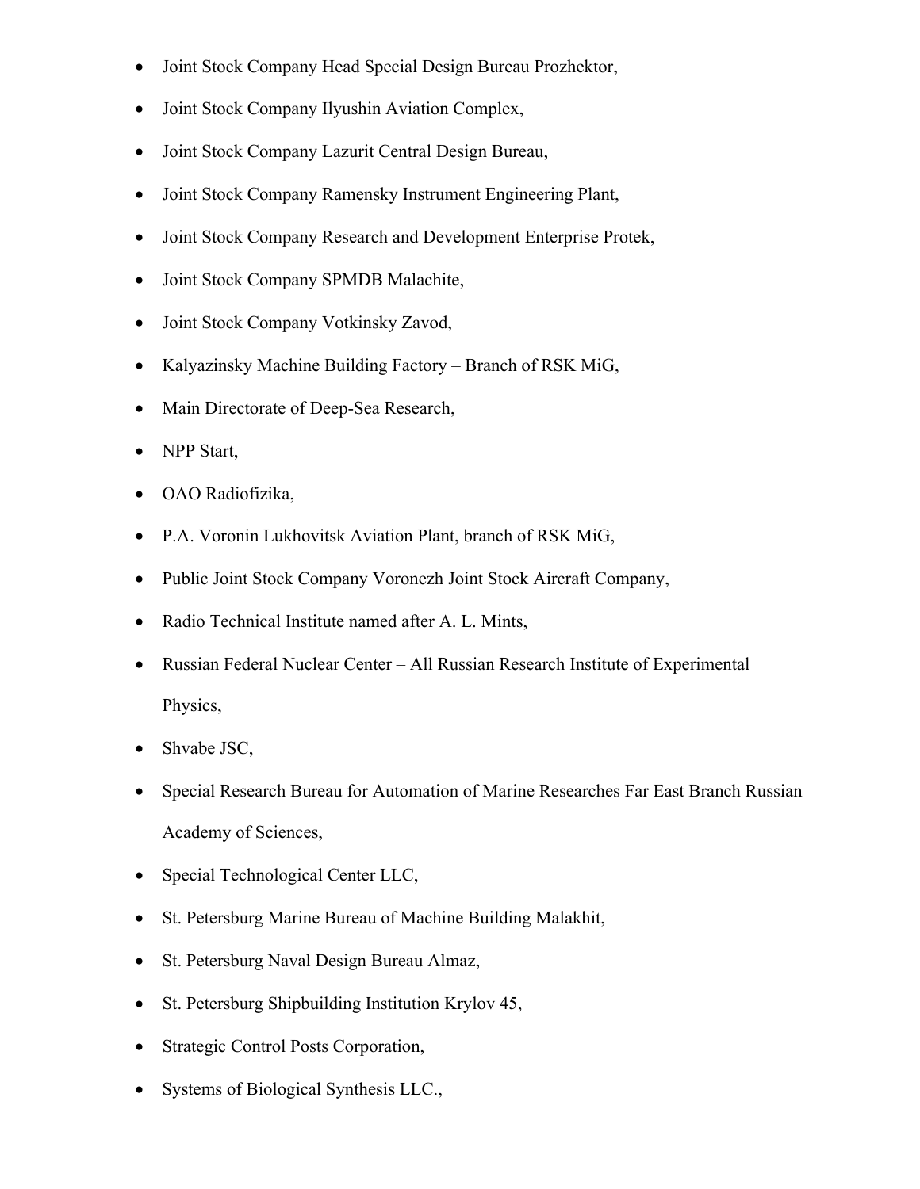- Joint Stock Company Head Special Design Bureau Prozhektor,
- Joint Stock Company Ilyushin Aviation Complex,
- Joint Stock Company Lazurit Central Design Bureau,
- Joint Stock Company Ramensky Instrument Engineering Plant,
- Joint Stock Company Research and Development Enterprise Protek,
- Joint Stock Company SPMDB Malachite,
- Joint Stock Company Votkinsky Zavod,
- Kalyazinsky Machine Building Factory – Branch of RSK MiG,
- Main Directorate of Deep-Sea Research,
- NPP Start,
- OAO Radiofizika,
- P.A. Voronin Lukhovitsk Aviation Plant, branch of RSK MiG,
- Public Joint Stock Company Voronezh Joint Stock Aircraft Company,
- Radio Technical Institute named after A. L. Mints,
- Russian Federal Nuclear Center – All Russian Research Institute of Experimental Physics,
- Shvabe JSC,
- Special Research Bureau for Automation of Marine Researches Far East Branch Russian Academy of Sciences,
- Special Technological Center LLC,
- St. Petersburg Marine Bureau of Machine Building Malakhit,
- St. Petersburg Naval Design Bureau Almaz,
- St. Petersburg Shipbuilding Institution Krylov 45,
- Strategic Control Posts Corporation,
- Systems of Biological Synthesis LLC.,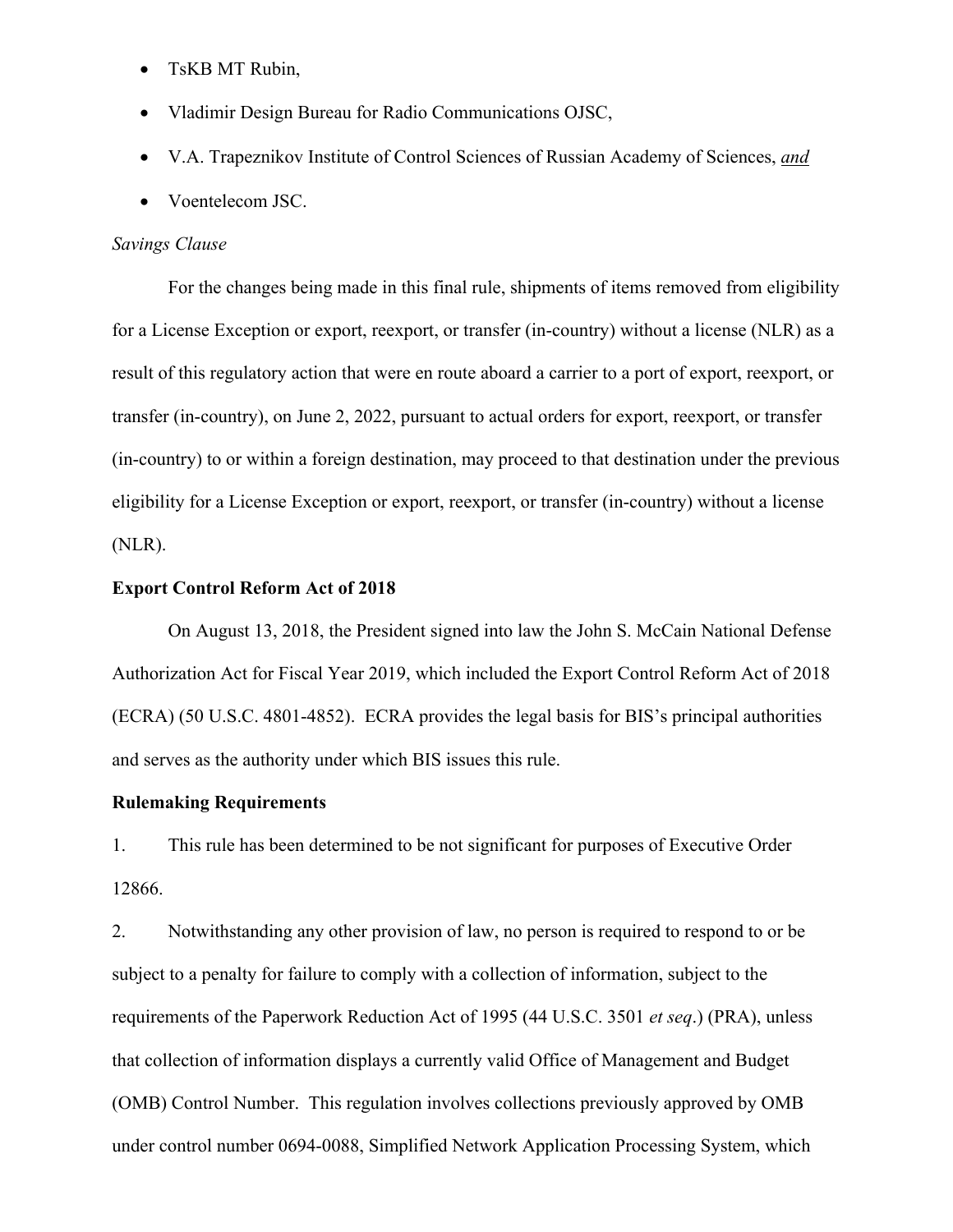- TsKB MT Rubin,
- Vladimir Design Bureau for Radio Communications OJSC,
- V.A. Trapeznikov Institute of Control Sciences of Russian Academy of Sciences, *and*
- Voentelecom JSC.

*Savings Clause*

For the changes being made in this final rule, shipments of items removed from eligibility for a License Exception or export, reexport, or transfer (in-country) without a license (NLR) as a result of this regulatory action that were en route aboard a carrier to a port of export, reexport, or transfer (in-country), on June 2, 2022, pursuant to actual orders for export, reexport, or transfer (in-country) to or within a foreign destination, may proceed to that destination under the previous eligibility for a License Exception or export, reexport, or transfer (in-country) without a license (NLR).

**Export Control Reform Act of 2018**

On August 13, 2018, the President signed into law the John S. McCain National Defense Authorization Act for Fiscal Year 2019, which included the Export Control Reform Act of 2018 (ECRA) (50 U.S.C. 4801-4852). ECRA provides the legal basis for BIS's principal authorities and serves as the authority under which BIS issues this rule.

**Rulemaking Requirements**

1. This rule has been determined to be not significant for purposes of Executive Order 12866.

2. Notwithstanding any other provision of law, no person is required to respond to or be subject to a penalty for failure to comply with a collection of information, subject to the requirements of the Paperwork Reduction Act of 1995 (44 U.S.C. 3501 *et seq*.) (PRA), unless that collection of information displays a currently valid Office of Management and Budget (OMB) Control Number. This regulation involves collections previously approved by OMB under control number 0694-0088, Simplified Network Application Processing System, which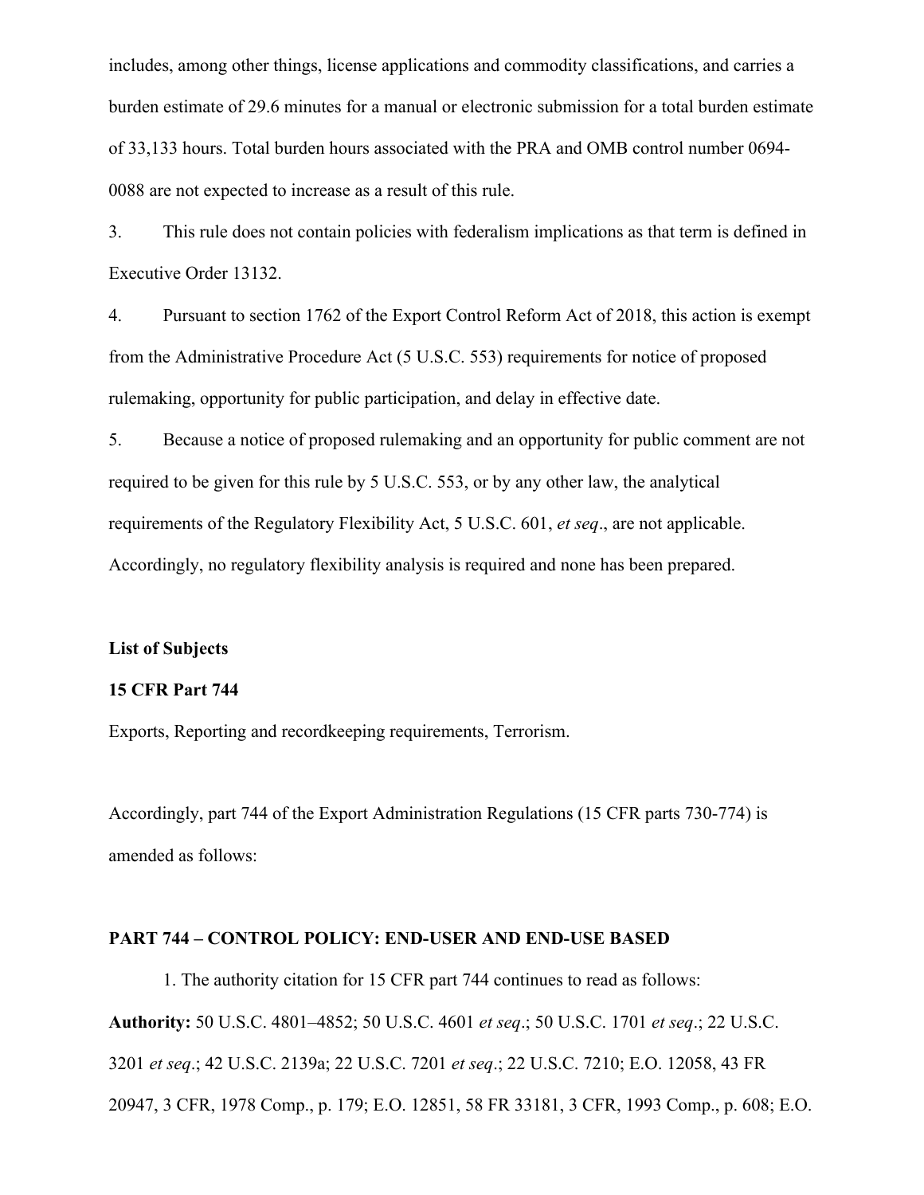includes, among other things, license applications and commodity classifications, and carries a burden estimate of 29.6 minutes for a manual or electronic submission for a total burden estimate of 33,133 hours. Total burden hours associated with the PRA and OMB control number 0694-0088 are not expected to increase as a result of this rule.

3. This rule does not contain policies with federalism implications as that term is defined in Executive Order 13132.

4. Pursuant to section 1762 of the Export Control Reform Act of 2018, this action is exempt from the Administrative Procedure Act (5 U.S.C. 553) requirements for notice of proposed rulemaking, opportunity for public participation, and delay in effective date.

5. Because a notice of proposed rulemaking and an opportunity for public comment are not required to be given for this rule by 5 U.S.C. 553, or by any other law, the analytical requirements of the Regulatory Flexibility Act, 5 U.S.C. 601, *et seq*., are not applicable. Accordingly, no regulatory flexibility analysis is required and none has been prepared.

**List of Subjects**

**15 CFR Part 744**

Exports, Reporting and recordkeeping requirements, Terrorism.

Accordingly, part 744 of the Export Administration Regulations (15 CFR parts 730-774) is amended as follows:

**PART 744 – CONTROL POLICY: END-USER AND END-USE BASED**

1. The authority citation for 15 CFR part 744 continues to read as follows:

**Authority:** 50 U.S.C. 4801–4852; 50 U.S.C. 4601 *et seq*.; 50 U.S.C. 1701 *et seq*.; 22 U.S.C. 3201 *et seq*.; 42 U.S.C. 2139a; 22 U.S.C. 7201 *et seq*.; 22 U.S.C. 7210; E.O. 12058, 43 FR 20947, 3 CFR, 1978 Comp., p. 179; E.O. 12851, 58 FR 33181, 3 CFR, 1993 Comp., p. 608; E.O.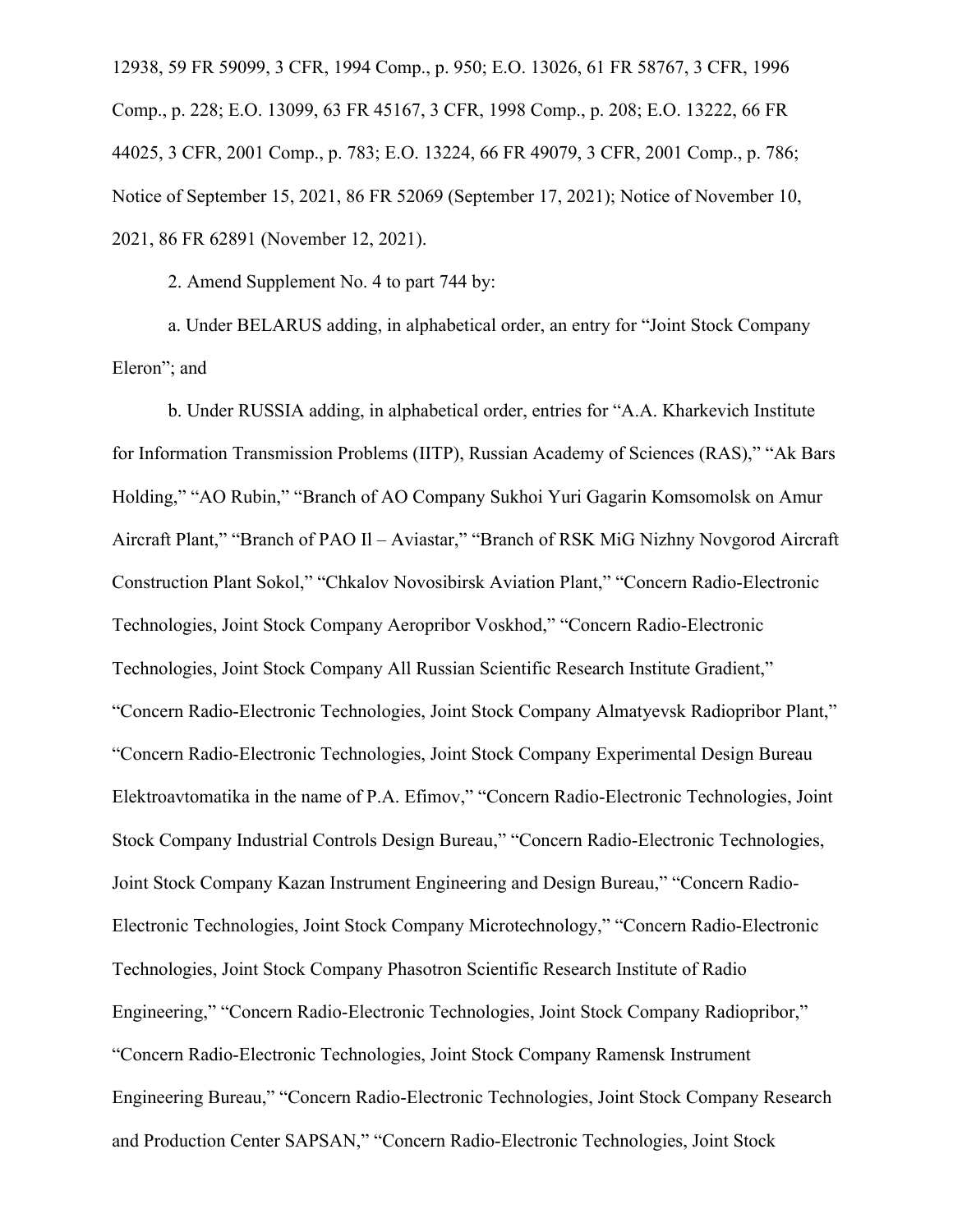12938, 59 FR 59099, 3 CFR, 1994 Comp., p. 950; E.O. 13026, 61 FR 58767, 3 CFR, 1996 Comp., p. 228; E.O. 13099, 63 FR 45167, 3 CFR, 1998 Comp., p. 208; E.O. 13222, 66 FR 44025, 3 CFR, 2001 Comp., p. 783; E.O. 13224, 66 FR 49079, 3 CFR, 2001 Comp., p. 786; Notice of September 15, 2021, 86 FR 52069 (September 17, 2021); Notice of November 10, 2021, 86 FR 62891 (November 12, 2021).

2. Amend Supplement No. 4 to part 744 by:

a. Under BELARUS adding, in alphabetical order, an entry for "Joint Stock Company Eleron"; and

b. Under RUSSIA adding, in alphabetical order, entries for "A.A. Kharkevich Institute for Information Transmission Problems (IITP), Russian Academy of Sciences (RAS)," "Ak Bars Holding," "AO Rubin," "Branch of AO Company Sukhoi Yuri Gagarin Komsomolsk on Amur Aircraft Plant," "Branch of PAO Il – Aviastar," "Branch of RSK MiG Nizhny Novgorod Aircraft Construction Plant Sokol," "Chkalov Novosibirsk Aviation Plant," "Concern Radio-Electronic Technologies, Joint Stock Company Aeropribor Voskhod," "Concern Radio-Electronic Technologies, Joint Stock Company All Russian Scientific Research Institute Gradient," "Concern Radio-Electronic Technologies, Joint Stock Company Almatyevsk Radiopribor Plant," "Concern Radio-Electronic Technologies, Joint Stock Company Experimental Design Bureau Elektroavtomatika in the name of P.A. Efimov," "Concern Radio-Electronic Technologies, Joint Stock Company Industrial Controls Design Bureau," "Concern Radio-Electronic Technologies, Joint Stock Company Kazan Instrument Engineering and Design Bureau," "Concern Radio-Electronic Technologies, Joint Stock Company Microtechnology," "Concern Radio-Electronic Technologies, Joint Stock Company Phasotron Scientific Research Institute of Radio Engineering," "Concern Radio-Electronic Technologies, Joint Stock Company Radiopribor," "Concern Radio-Electronic Technologies, Joint Stock Company Ramensk Instrument Engineering Bureau," "Concern Radio-Electronic Technologies, Joint Stock Company Research and Production Center SAPSAN," "Concern Radio-Electronic Technologies, Joint Stock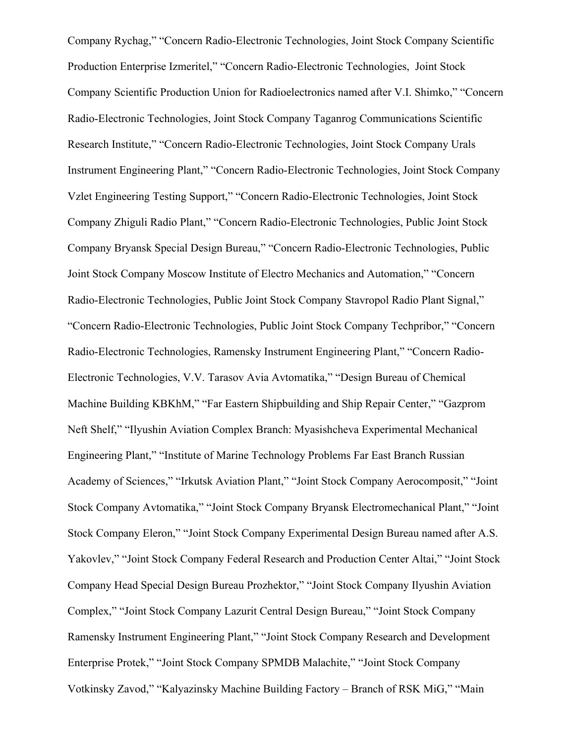Company Rychag," "Concern Radio-Electronic Technologies, Joint Stock Company Scientific Production Enterprise Izmeritel," "Concern Radio-Electronic Technologies, Joint Stock Company Scientific Production Union for Radioelectronics named after V.I. Shimko," "Concern Radio-Electronic Technologies, Joint Stock Company Taganrog Communications Scientific Research Institute," "Concern Radio-Electronic Technologies, Joint Stock Company Urals Instrument Engineering Plant," "Concern Radio-Electronic Technologies, Joint Stock Company Vzlet Engineering Testing Support," "Concern Radio-Electronic Technologies, Joint Stock Company Zhiguli Radio Plant," "Concern Radio-Electronic Technologies, Public Joint Stock Company Bryansk Special Design Bureau," "Concern Radio-Electronic Technologies, Public Joint Stock Company Moscow Institute of Electro Mechanics and Automation," "Concern Radio-Electronic Technologies, Public Joint Stock Company Stavropol Radio Plant Signal," "Concern Radio-Electronic Technologies, Public Joint Stock Company Techpribor," "Concern Radio-Electronic Technologies, Ramensky Instrument Engineering Plant," "Concern Radio-Electronic Technologies, V.V. Tarasov Avia Avtomatika," "Design Bureau of Chemical Machine Building KBKhM," "Far Eastern Shipbuilding and Ship Repair Center," "Gazprom Neft Shelf," "Ilyushin Aviation Complex Branch: Myasishcheva Experimental Mechanical Engineering Plant," "Institute of Marine Technology Problems Far East Branch Russian Academy of Sciences," "Irkutsk Aviation Plant," "Joint Stock Company Aerocomposit," "Joint Stock Company Avtomatika," "Joint Stock Company Bryansk Electromechanical Plant," "Joint Stock Company Eleron," "Joint Stock Company Experimental Design Bureau named after A.S. Yakovlev," "Joint Stock Company Federal Research and Production Center Altai," "Joint Stock Company Head Special Design Bureau Prozhektor," "Joint Stock Company Ilyushin Aviation Complex," "Joint Stock Company Lazurit Central Design Bureau," "Joint Stock Company Ramensky Instrument Engineering Plant," "Joint Stock Company Research and Development Enterprise Protek," "Joint Stock Company SPMDB Malachite," "Joint Stock Company Votkinsky Zavod," "Kalyazinsky Machine Building Factory – Branch of RSK MiG," "Main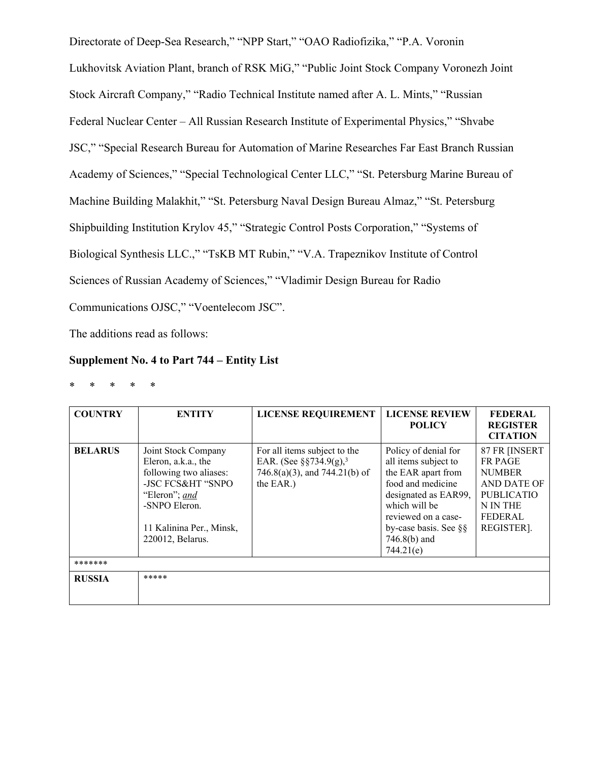Directorate of Deep-Sea Research," "NPP Start," "OAO Radiofizika," "P.A. Voronin Lukhovitsk Aviation Plant, branch of RSK MiG," "Public Joint Stock Company Voronezh Joint Stock Aircraft Company," "Radio Technical Institute named after A. L. Mints," "Russian Federal Nuclear Center – All Russian Research Institute of Experimental Physics," "Shvabe JSC," "Special Research Bureau for Automation of Marine Researches Far East Branch Russian Academy of Sciences," "Special Technological Center LLC," "St. Petersburg Marine Bureau of Machine Building Malakhit," "St. Petersburg Naval Design Bureau Almaz," "St. Petersburg Shipbuilding Institution Krylov 45," "Strategic Control Posts Corporation," "Systems of Biological Synthesis LLC.," "TsKB MT Rubin," "V.A. Trapeznikov Institute of Control Sciences of Russian Academy of Sciences," "Vladimir Design Bureau for Radio Communications OJSC," "Voentelecom JSC".

The additions read as follows:

**Supplement No. 4 to Part 744 – Entity List**

\* \* \* \* \*

| COUNTRY | ENTITY | LICENSE REQUIREMENT | LICENSE REVIEW POLICY | FEDERAL REGISTER CITATION |
|---|---|---|---|---|
| **BELARUS** | Joint Stock Company Eleron, a.k.a., the following two aliases:<br>-JSC FCS&HT "SNPO "Eleron"; *and*<br>-SNPO Eleron.<br><br>11 Kalinina Per., Minsk, 220012, Belarus. | For all items subject to the EAR. (See §§734.9(g),[3] 746.8(a)(3), and 744.21(b) of the EAR.) | Policy of denial for all items subject to the EAR apart from food and medicine designated as EAR99, which will be reviewed on a case-by-case basis. See §§ 746.8(b) and 744.21(e) | 87 FR [INSERT FR PAGE NUMBER AND DATE OF PUBLICATION IN THE FEDERAL REGISTER]. |
| ******* | | | | |
| **RUSSIA** | ***** | | | |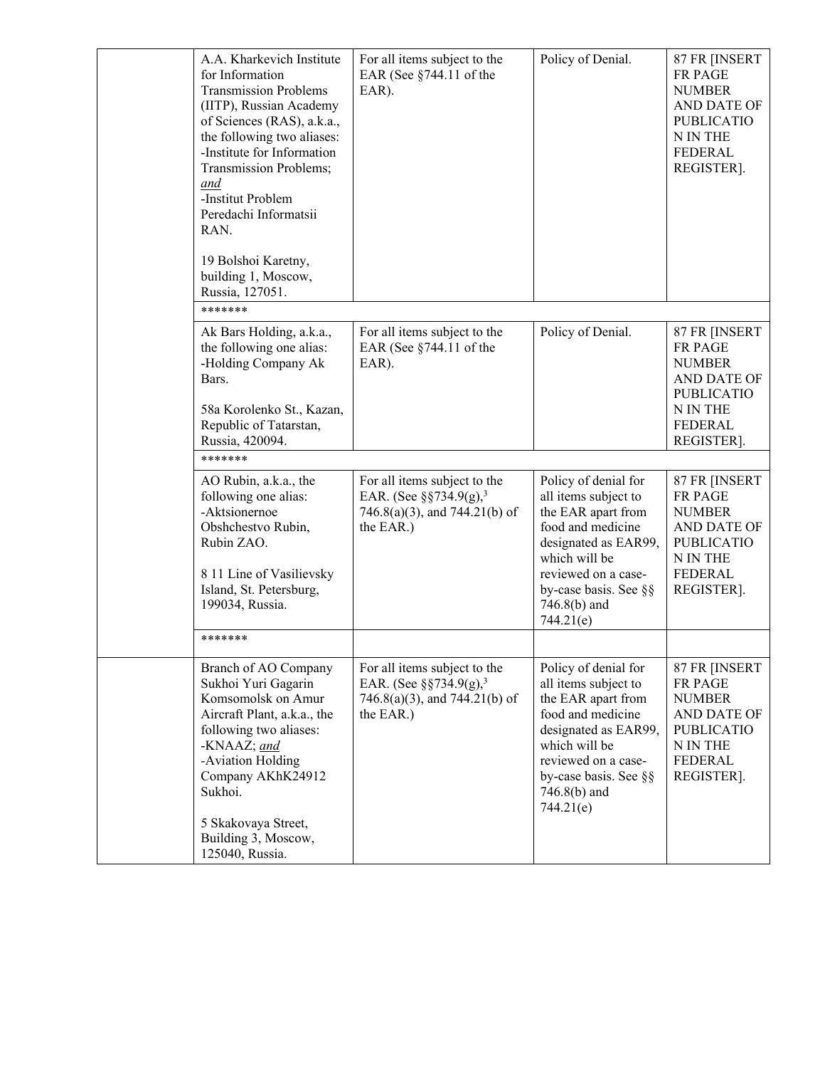| | | | | |
|---|---|---|---|---|
| | A.A. Kharkevich Institute for Information Transmission Problems (IITP), Russian Academy of Sciences (RAS), a.k.a., the following two aliases:<br>-Institute for Information Transmission Problems; *and*<br>-Institut Problem Peredachi Informatsii RAN.<br><br>19 Bolshoi Karetny, building 1, Moscow, Russia, 127051. | For all items subject to the EAR (See §744.11 of the EAR). | Policy of Denial. | 87 FR [INSERT FR PAGE NUMBER AND DATE OF PUBLICATION IN THE FEDERAL REGISTER]. |
| | ******* | | | |
| | Ak Bars Holding, a.k.a., the following one alias:<br>-Holding Company Ak Bars.<br><br>58a Korolenko St., Kazan, Republic of Tatarstan, Russia, 420094. | For all items subject to the EAR (See §744.11 of the EAR). | Policy of Denial. | 87 FR [INSERT FR PAGE NUMBER AND DATE OF PUBLICATION IN THE FEDERAL REGISTER]. |
| | ******* | | | |
| | AO Rubin, a.k.a., the following one alias:<br>-Aktsionernoe Obshchestvo Rubin, Rubin ZAO.<br><br>8 11 Line of Vasilievsky Island, St. Petersburg, 199034, Russia. | For all items subject to the EAR. (See §§734.9(g),[3] 746.8(a)(3), and 744.21(b) of the EAR.) | Policy of denial for all items subject to the EAR apart from food and medicine designated as EAR99, which will be reviewed on a case-by-case basis. See §§ 746.8(b) and 744.21(e) | 87 FR [INSERT FR PAGE NUMBER AND DATE OF PUBLICATION IN THE FEDERAL REGISTER]. |
| | ******* | | | |
| | Branch of AO Company Sukhoi Yuri Gagarin Komsomolsk on Amur Aircraft Plant, a.k.a., the following two aliases:<br>-KNAAZ; *and*<br>-Aviation Holding Company AKhK24912 Sukhoi.<br><br>5 Skakovaya Street, Building 3, Moscow, 125040, Russia. | For all items subject to the EAR. (See §§734.9(g),[3] 746.8(a)(3), and 744.21(b) of the EAR.) | Policy of denial for all items subject to the EAR apart from food and medicine designated as EAR99, which will be reviewed on a case-by-case basis. See §§ 746.8(b) and 744.21(e) | 87 FR [INSERT FR PAGE NUMBER AND DATE OF PUBLICATION IN THE FEDERAL REGISTER]. |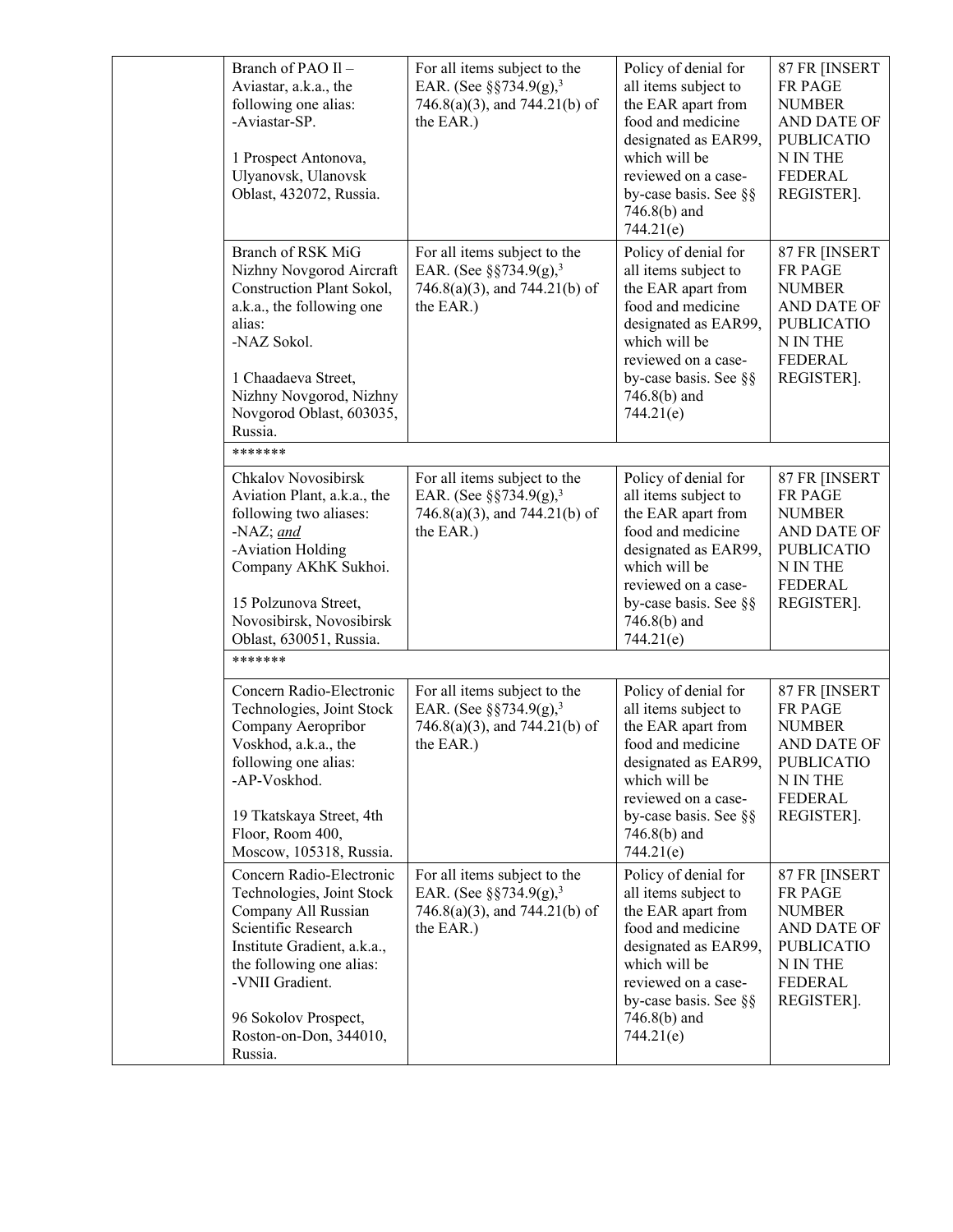| | | | | |
|---|---|---|---|---|
| | Branch of PAO Il – Aviastar, a.k.a., the following one alias:<br>-Aviastar-SP.<br><br>1 Prospect Antonova, Ulyanovsk, Ulanovsk Oblast, 432072, Russia. | For all items subject to the EAR. (See §§734.9(g),[3] 746.8(a)(3), and 744.21(b) of the EAR.) | Policy of denial for all items subject to the EAR apart from food and medicine designated as EAR99, which will be reviewed on a case-by-case basis. See §§ 746.8(b) and 744.21(e) | 87 FR [INSERT FR PAGE NUMBER AND DATE OF PUBLICATION IN THE FEDERAL REGISTER]. |
| | Branch of RSK MiG Nizhny Novgorod Aircraft Construction Plant Sokol, a.k.a., the following one alias:<br>-NAZ Sokol.<br><br>1 Chaadaeva Street, Nizhny Novgorod, Nizhny Novgorod Oblast, 603035, Russia. | For all items subject to the EAR. (See §§734.9(g),[3] 746.8(a)(3), and 744.21(b) of the EAR.) | Policy of denial for all items subject to the EAR apart from food and medicine designated as EAR99, which will be reviewed on a case-by-case basis. See §§ 746.8(b) and 744.21(e) | 87 FR [INSERT FR PAGE NUMBER AND DATE OF PUBLICATION IN THE FEDERAL REGISTER]. |
| | ******* | | | |
| | Chkalov Novosibirsk Aviation Plant, a.k.a., the following two aliases:<br>-NAZ; *and*<br>-Aviation Holding Company AKhK Sukhoi.<br><br>15 Polzunova Street, Novosibirsk, Novosibirsk Oblast, 630051, Russia. | For all items subject to the EAR. (See §§734.9(g),[3] 746.8(a)(3), and 744.21(b) of the EAR.) | Policy of denial for all items subject to the EAR apart from food and medicine designated as EAR99, which will be reviewed on a case-by-case basis. See §§ 746.8(b) and 744.21(e) | 87 FR [INSERT FR PAGE NUMBER AND DATE OF PUBLICATION IN THE FEDERAL REGISTER]. |
| | ******* | | | |
| | Concern Radio-Electronic Technologies, Joint Stock Company Aeropribor Voskhod, a.k.a., the following one alias:<br>-AP-Voskhod.<br><br>19 Tkatskaya Street, 4th Floor, Room 400, Moscow, 105318, Russia. | For all items subject to the EAR. (See §§734.9(g),[3] 746.8(a)(3), and 744.21(b) of the EAR.) | Policy of denial for all items subject to the EAR apart from food and medicine designated as EAR99, which will be reviewed on a case-by-case basis. See §§ 746.8(b) and 744.21(e) | 87 FR [INSERT FR PAGE NUMBER AND DATE OF PUBLICATION IN THE FEDERAL REGISTER]. |
| | Concern Radio-Electronic Technologies, Joint Stock Company All Russian Scientific Research Institute Gradient, a.k.a., the following one alias:<br>-VNII Gradient.<br><br>96 Sokolov Prospect, Roston-on-Don, 344010, Russia. | For all items subject to the EAR. (See §§734.9(g),[3] 746.8(a)(3), and 744.21(b) of the EAR.) | Policy of denial for all items subject to the EAR apart from food and medicine designated as EAR99, which will be reviewed on a case-by-case basis. See §§ 746.8(b) and 744.21(e) | 87 FR [INSERT FR PAGE NUMBER AND DATE OF PUBLICATION IN THE FEDERAL REGISTER]. |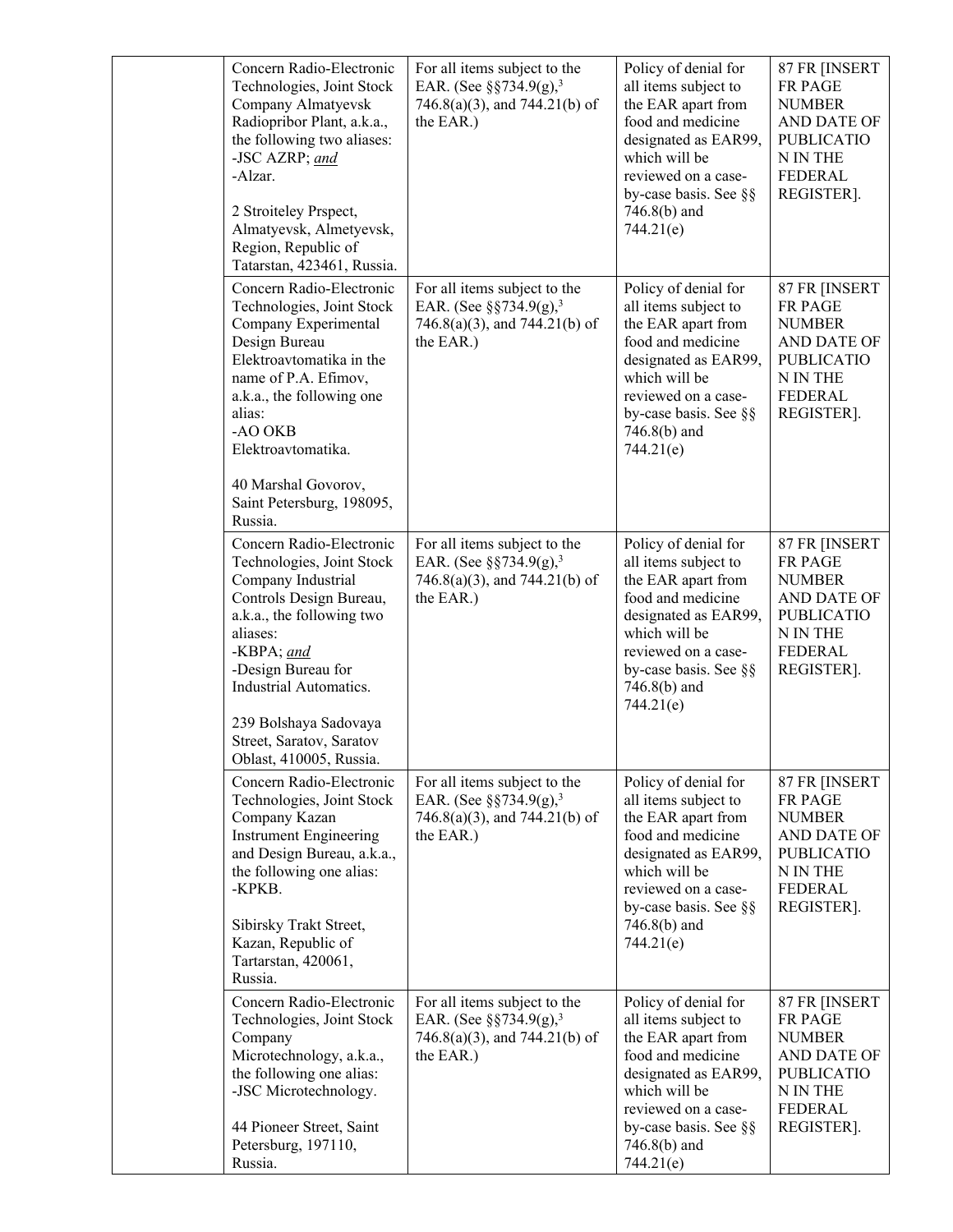| | | | | |
|---|---|---|---|---|
| | Concern Radio-Electronic Technologies, Joint Stock Company Almatyevsk Radiopribor Plant, a.k.a., the following two aliases:<br>-JSC AZRP; *and*<br>-Alzar.<br><br>2 Stroiteley Prspect, Almatyevsk, Almetyevsk, Region, Republic of Tatarstan, 423461, Russia. | For all items subject to the EAR. (See §§734.9(g),[3] 746.8(a)(3), and 744.21(b) of the EAR.) | Policy of denial for all items subject to the EAR apart from food and medicine designated as EAR99, which will be reviewed on a case-by-case basis. See §§ 746.8(b) and 744.21(e) | 87 FR [INSERT FR PAGE NUMBER AND DATE OF PUBLICATION IN THE FEDERAL REGISTER]. |
| | Concern Radio-Electronic Technologies, Joint Stock Company Experimental Design Bureau Elektroavtomatika in the name of P.A. Efimov, a.k.a., the following one alias:<br>-AO OKB Elektroavtomatika.<br><br>40 Marshal Govorov, Saint Petersburg, 198095, Russia. | For all items subject to the EAR. (See §§734.9(g),[3] 746.8(a)(3), and 744.21(b) of the EAR.) | Policy of denial for all items subject to the EAR apart from food and medicine designated as EAR99, which will be reviewed on a case-by-case basis. See §§ 746.8(b) and 744.21(e) | 87 FR [INSERT FR PAGE NUMBER AND DATE OF PUBLICATION IN THE FEDERAL REGISTER]. |
| | Concern Radio-Electronic Technologies, Joint Stock Company Industrial Controls Design Bureau, a.k.a., the following two aliases:<br>-KBPA; *and*<br>-Design Bureau for Industrial Automatics.<br><br>239 Bolshaya Sadovaya Street, Saratov, Saratov Oblast, 410005, Russia. | For all items subject to the EAR. (See §§734.9(g),[3] 746.8(a)(3), and 744.21(b) of the EAR.) | Policy of denial for all items subject to the EAR apart from food and medicine designated as EAR99, which will be reviewed on a case-by-case basis. See §§ 746.8(b) and 744.21(e) | 87 FR [INSERT FR PAGE NUMBER AND DATE OF PUBLICATION IN THE FEDERAL REGISTER]. |
| | Concern Radio-Electronic Technologies, Joint Stock Company Kazan Instrument Engineering and Design Bureau, a.k.a., the following one alias:<br>-KPKB.<br><br>Sibirsky Trakt Street, Kazan, Republic of Tartarstan, 420061, Russia. | For all items subject to the EAR. (See §§734.9(g),[3] 746.8(a)(3), and 744.21(b) of the EAR.) | Policy of denial for all items subject to the EAR apart from food and medicine designated as EAR99, which will be reviewed on a case-by-case basis. See §§ 746.8(b) and 744.21(e) | 87 FR [INSERT FR PAGE NUMBER AND DATE OF PUBLICATION IN THE FEDERAL REGISTER]. |
| | Concern Radio-Electronic Technologies, Joint Stock Company Microtechnology, a.k.a., the following one alias:<br>-JSC Microtechnology.<br><br>44 Pioneer Street, Saint Petersburg, 197110, Russia. | For all items subject to the EAR. (See §§734.9(g),[3] 746.8(a)(3), and 744.21(b) of the EAR.) | Policy of denial for all items subject to the EAR apart from food and medicine designated as EAR99, which will be reviewed on a case-by-case basis. See §§ 746.8(b) and 744.21(e) | 87 FR [INSERT FR PAGE NUMBER AND DATE OF PUBLICATION IN THE FEDERAL REGISTER]. |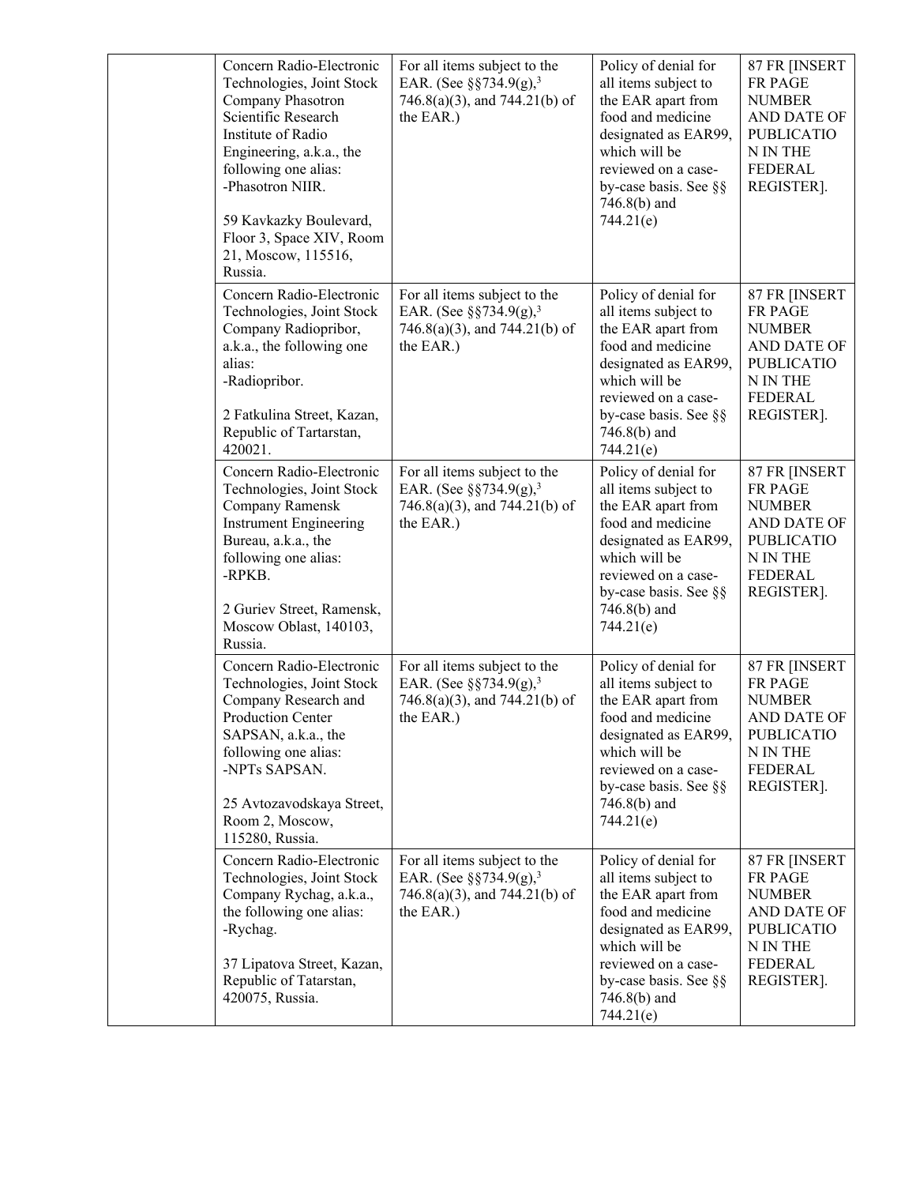| | | | | |
|---|---|---|---|---|
| | Concern Radio-Electronic Technologies, Joint Stock Company Phasotron Scientific Research Institute of Radio Engineering, a.k.a., the following one alias:<br>-Phasotron NIIR.<br><br>59 Kavkazky Boulevard, Floor 3, Space XIV, Room 21, Moscow, 115516, Russia. | For all items subject to the EAR. (See §§734.9(g),[3] 746.8(a)(3), and 744.21(b) of the EAR.) | Policy of denial for all items subject to the EAR apart from food and medicine designated as EAR99, which will be reviewed on a case-by-case basis. See §§ 746.8(b) and 744.21(e) | 87 FR [INSERT FR PAGE NUMBER AND DATE OF PUBLICATION IN THE FEDERAL REGISTER]. |
| | Concern Radio-Electronic Technologies, Joint Stock Company Radiopribor, a.k.a., the following one alias:<br>-Radiopribor.<br><br>2 Fatkulina Street, Kazan, Republic of Tartarstan, 420021. | For all items subject to the EAR. (See §§734.9(g),[3] 746.8(a)(3), and 744.21(b) of the EAR.) | Policy of denial for all items subject to the EAR apart from food and medicine designated as EAR99, which will be reviewed on a case-by-case basis. See §§ 746.8(b) and 744.21(e) | 87 FR [INSERT FR PAGE NUMBER AND DATE OF PUBLICATION IN THE FEDERAL REGISTER]. |
| | Concern Radio-Electronic Technologies, Joint Stock Company Ramensk Instrument Engineering Bureau, a.k.a., the following one alias:<br>-RPKB.<br><br>2 Guriev Street, Ramensk, Moscow Oblast, 140103, Russia. | For all items subject to the EAR. (See §§734.9(g),[3] 746.8(a)(3), and 744.21(b) of the EAR.) | Policy of denial for all items subject to the EAR apart from food and medicine designated as EAR99, which will be reviewed on a case-by-case basis. See §§ 746.8(b) and 744.21(e) | 87 FR [INSERT FR PAGE NUMBER AND DATE OF PUBLICATION IN THE FEDERAL REGISTER]. |
| | Concern Radio-Electronic Technologies, Joint Stock Company Research and Production Center SAPSAN, a.k.a., the following one alias:<br>-NPTs SAPSAN.<br><br>25 Avtozavodskaya Street, Room 2, Moscow, 115280, Russia. | For all items subject to the EAR. (See §§734.9(g),[3] 746.8(a)(3), and 744.21(b) of the EAR.) | Policy of denial for all items subject to the EAR apart from food and medicine designated as EAR99, which will be reviewed on a case-by-case basis. See §§ 746.8(b) and 744.21(e) | 87 FR [INSERT FR PAGE NUMBER AND DATE OF PUBLICATION IN THE FEDERAL REGISTER]. |
| | Concern Radio-Electronic Technologies, Joint Stock Company Rychag, a.k.a., the following one alias:<br>-Rychag.<br><br>37 Lipatova Street, Kazan, Republic of Tatarstan, 420075, Russia. | For all items subject to the EAR. (See §§734.9(g),[3] 746.8(a)(3), and 744.21(b) of the EAR.) | Policy of denial for all items subject to the EAR apart from food and medicine designated as EAR99, which will be reviewed on a case-by-case basis. See §§ 746.8(b) and 744.21(e) | 87 FR [INSERT FR PAGE NUMBER AND DATE OF PUBLICATION IN THE FEDERAL REGISTER]. |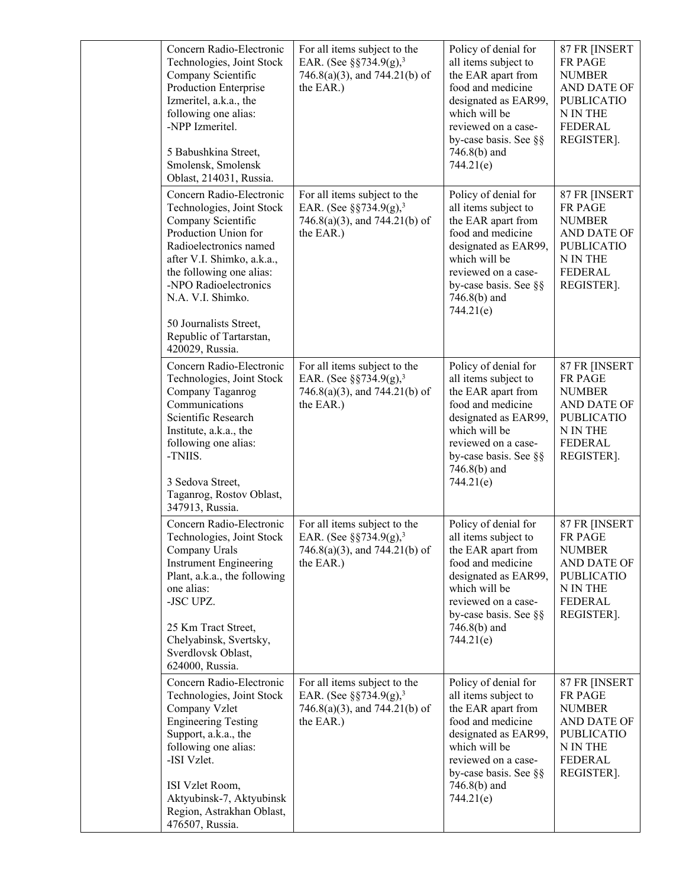| | | | | |
|---|---|---|---|---|
| | Concern Radio-Electronic Technologies, Joint Stock Company Scientific Production Enterprise Izmeritel, a.k.a., the following one alias:<br>-NPP Izmeritel.<br><br>5 Babushkina Street, Smolensk, Smolensk Oblast, 214031, Russia. | For all items subject to the EAR. (See §§734.9(g),[3] 746.8(a)(3), and 744.21(b) of the EAR.) | Policy of denial for all items subject to the EAR apart from food and medicine designated as EAR99, which will be reviewed on a case-by-case basis. See §§ 746.8(b) and 744.21(e) | 87 FR [INSERT FR PAGE NUMBER AND DATE OF PUBLICATION IN THE FEDERAL REGISTER]. |
| | Concern Radio-Electronic Technologies, Joint Stock Company Scientific Production Union for Radioelectronics named after V.I. Shimko, a.k.a., the following one alias:<br>-NPO Radioelectronics N.A. V.I. Shimko.<br><br>50 Journalists Street, Republic of Tartarstan, 420029, Russia. | For all items subject to the EAR. (See §§734.9(g),[3] 746.8(a)(3), and 744.21(b) of the EAR.) | Policy of denial for all items subject to the EAR apart from food and medicine designated as EAR99, which will be reviewed on a case-by-case basis. See §§ 746.8(b) and 744.21(e) | 87 FR [INSERT FR PAGE NUMBER AND DATE OF PUBLICATION IN THE FEDERAL REGISTER]. |
| | Concern Radio-Electronic Technologies, Joint Stock Company Taganrog Communications Scientific Research Institute, a.k.a., the following one alias:<br>-TNIIS.<br><br>3 Sedova Street, Taganrog, Rostov Oblast, 347913, Russia. | For all items subject to the EAR. (See §§734.9(g),[3] 746.8(a)(3), and 744.21(b) of the EAR.) | Policy of denial for all items subject to the EAR apart from food and medicine designated as EAR99, which will be reviewed on a case-by-case basis. See §§ 746.8(b) and 744.21(e) | 87 FR [INSERT FR PAGE NUMBER AND DATE OF PUBLICATION IN THE FEDERAL REGISTER]. |
| | Concern Radio-Electronic Technologies, Joint Stock Company Urals Instrument Engineering Plant, a.k.a., the following one alias:<br>-JSC UPZ.<br><br>25 Km Tract Street, Chelyabinsk, Svertsky, Sverdlovsk Oblast, 624000, Russia. | For all items subject to the EAR. (See §§734.9(g),[3] 746.8(a)(3), and 744.21(b) of the EAR.) | Policy of denial for all items subject to the EAR apart from food and medicine designated as EAR99, which will be reviewed on a case-by-case basis. See §§ 746.8(b) and 744.21(e) | 87 FR [INSERT FR PAGE NUMBER AND DATE OF PUBLICATION IN THE FEDERAL REGISTER]. |
| | Concern Radio-Electronic Technologies, Joint Stock Company Vzlet Engineering Testing Support, a.k.a., the following one alias:<br>-ISI Vzlet.<br><br>ISI Vzlet Room, Aktyubinsk-7, Aktyubinsk Region, Astrakhan Oblast, 476507, Russia. | For all items subject to the EAR. (See §§734.9(g),[3] 746.8(a)(3), and 744.21(b) of the EAR.) | Policy of denial for all items subject to the EAR apart from food and medicine designated as EAR99, which will be reviewed on a case-by-case basis. See §§ 746.8(b) and 744.21(e) | 87 FR [INSERT FR PAGE NUMBER AND DATE OF PUBLICATION IN THE FEDERAL REGISTER]. |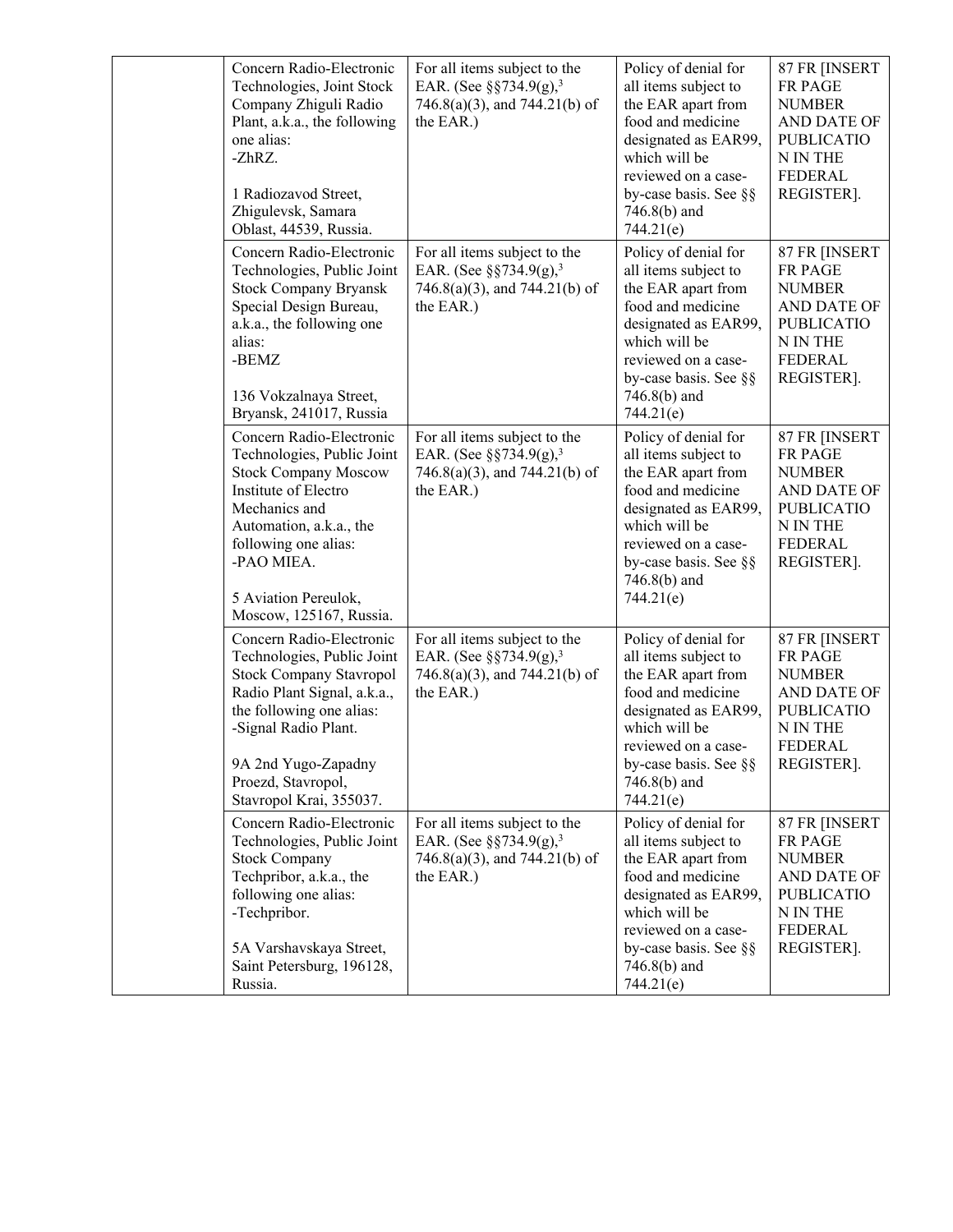| | | | | |
|---|---|---|---|---|
| | Concern Radio-Electronic Technologies, Joint Stock Company Zhiguli Radio Plant, a.k.a., the following one alias:<br>-ZhRZ.<br><br>1 Radiozavod Street, Zhigulevsk, Samara Oblast, 44539, Russia. | For all items subject to the EAR. (See §§734.9(g),[3] 746.8(a)(3), and 744.21(b) of the EAR.) | Policy of denial for all items subject to the EAR apart from food and medicine designated as EAR99, which will be reviewed on a case-by-case basis. See §§ 746.8(b) and 744.21(e) | 87 FR [INSERT FR PAGE NUMBER AND DATE OF PUBLICATION IN THE FEDERAL REGISTER]. |
| | Concern Radio-Electronic Technologies, Public Joint Stock Company Bryansk Special Design Bureau, a.k.a., the following one alias:<br>-BEMZ<br><br>136 Vokzalnaya Street, Bryansk, 241017, Russia | For all items subject to the EAR. (See §§734.9(g),[3] 746.8(a)(3), and 744.21(b) of the EAR.) | Policy of denial for all items subject to the EAR apart from food and medicine designated as EAR99, which will be reviewed on a case-by-case basis. See §§ 746.8(b) and 744.21(e) | 87 FR [INSERT FR PAGE NUMBER AND DATE OF PUBLICATION IN THE FEDERAL REGISTER]. |
| | Concern Radio-Electronic Technologies, Public Joint Stock Company Moscow Institute of Electro Mechanics and Automation, a.k.a., the following one alias:<br>-PAO MIEA.<br><br>5 Aviation Pereulok, Moscow, 125167, Russia. | For all items subject to the EAR. (See §§734.9(g),[3] 746.8(a)(3), and 744.21(b) of the EAR.) | Policy of denial for all items subject to the EAR apart from food and medicine designated as EAR99, which will be reviewed on a case-by-case basis. See §§ 746.8(b) and 744.21(e) | 87 FR [INSERT FR PAGE NUMBER AND DATE OF PUBLICATION IN THE FEDERAL REGISTER]. |
| | Concern Radio-Electronic Technologies, Public Joint Stock Company Stavropol Radio Plant Signal, a.k.a., the following one alias:<br>-Signal Radio Plant.<br><br>9A 2nd Yugo-Zapadny Proezd, Stavropol, Stavropol Krai, 355037. | For all items subject to the EAR. (See §§734.9(g),[3] 746.8(a)(3), and 744.21(b) of the EAR.) | Policy of denial for all items subject to the EAR apart from food and medicine designated as EAR99, which will be reviewed on a case-by-case basis. See §§ 746.8(b) and 744.21(e) | 87 FR [INSERT FR PAGE NUMBER AND DATE OF PUBLICATION IN THE FEDERAL REGISTER]. |
| | Concern Radio-Electronic Technologies, Public Joint Stock Company Techpribor, a.k.a., the following one alias:<br>-Techpribor.<br><br>5A Varshavskaya Street, Saint Petersburg, 196128, Russia. | For all items subject to the EAR. (See §§734.9(g),[3] 746.8(a)(3), and 744.21(b) of the EAR.) | Policy of denial for all items subject to the EAR apart from food and medicine designated as EAR99, which will be reviewed on a case-by-case basis. See §§ 746.8(b) and 744.21(e) | 87 FR [INSERT FR PAGE NUMBER AND DATE OF PUBLICATION IN THE FEDERAL REGISTER]. |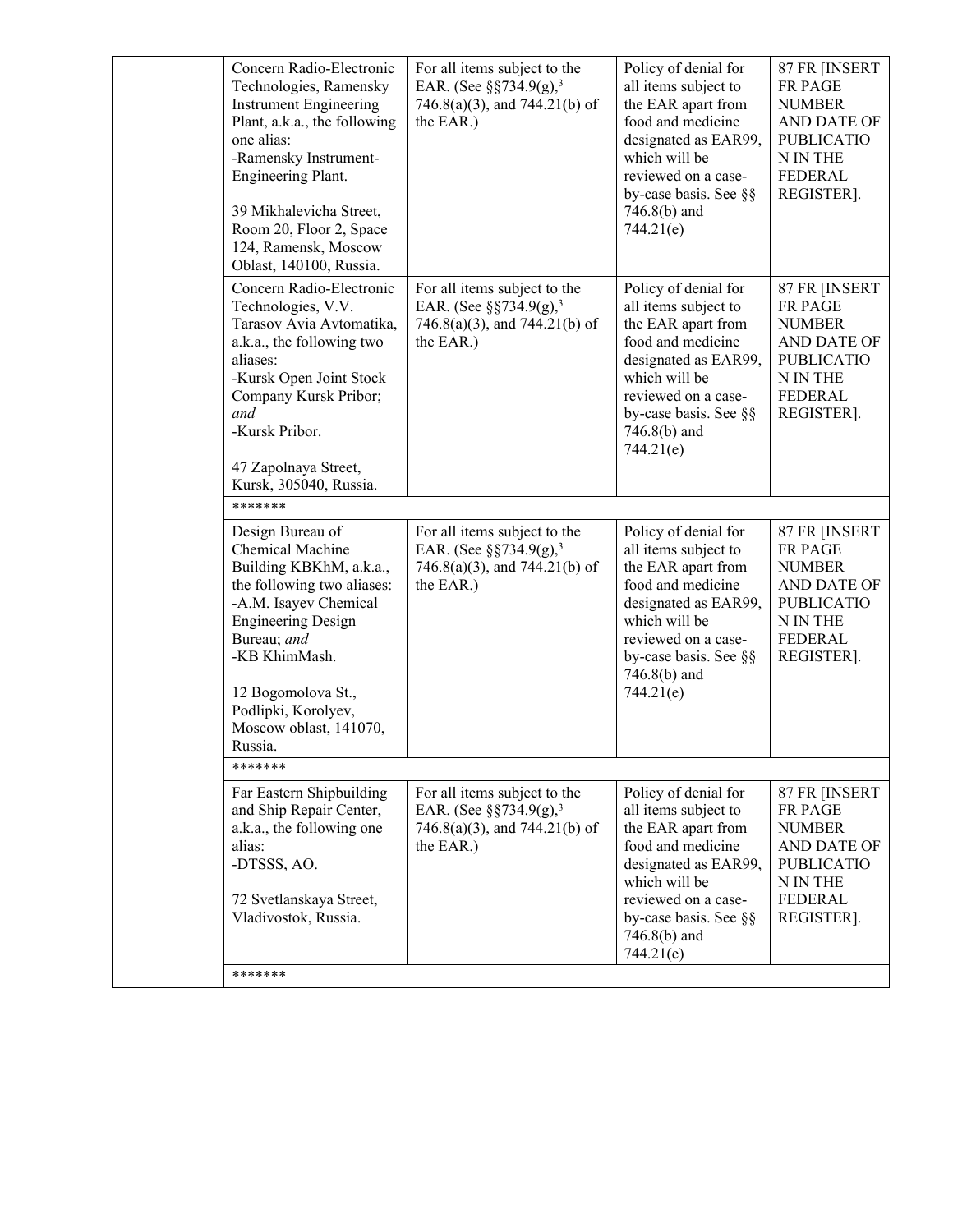| | | | | |
|---|---|---|---|---|
| | Concern Radio-Electronic Technologies, Ramensky Instrument Engineering Plant, a.k.a., the following one alias:<br>-Ramensky Instrument-Engineering Plant.<br><br>39 Mikhalevicha Street, Room 20, Floor 2, Space 124, Ramensk, Moscow Oblast, 140100, Russia. | For all items subject to the EAR. (See §§734.9(g),[3] 746.8(a)(3), and 744.21(b) of the EAR.) | Policy of denial for all items subject to the EAR apart from food and medicine designated as EAR99, which will be reviewed on a case-by-case basis. See §§ 746.8(b) and 744.21(e) | 87 FR [INSERT FR PAGE NUMBER AND DATE OF PUBLICATION IN THE FEDERAL REGISTER]. |
| | Concern Radio-Electronic Technologies, V.V. Tarasov Avia Avtomatika, a.k.a., the following two aliases:<br>-Kursk Open Joint Stock Company Kursk Pribor; *and*<br>-Kursk Pribor.<br><br>47 Zapolnaya Street, Kursk, 305040, Russia. | For all items subject to the EAR. (See §§734.9(g),[3] 746.8(a)(3), and 744.21(b) of the EAR.) | Policy of denial for all items subject to the EAR apart from food and medicine designated as EAR99, which will be reviewed on a case-by-case basis. See §§ 746.8(b) and 744.21(e) | 87 FR [INSERT FR PAGE NUMBER AND DATE OF PUBLICATION IN THE FEDERAL REGISTER]. |
| | ******* | | | |
| | Design Bureau of Chemical Machine Building KBKhM, a.k.a., the following two aliases:<br>-A.M. Isayev Chemical Engineering Design Bureau; *and*<br>-KB KhimMash.<br><br>12 Bogomolova St., Podlipki, Korolyev, Moscow oblast, 141070, Russia. | For all items subject to the EAR. (See §§734.9(g),[3] 746.8(a)(3), and 744.21(b) of the EAR.) | Policy of denial for all items subject to the EAR apart from food and medicine designated as EAR99, which will be reviewed on a case-by-case basis. See §§ 746.8(b) and 744.21(e) | 87 FR [INSERT FR PAGE NUMBER AND DATE OF PUBLICATION IN THE FEDERAL REGISTER]. |
| | ******* | | | |
| | Far Eastern Shipbuilding and Ship Repair Center, a.k.a., the following one alias:<br>-DTSSS, AO.<br><br>72 Svetlanskaya Street, Vladivostok, Russia. | For all items subject to the EAR. (See §§734.9(g),[3] 746.8(a)(3), and 744.21(b) of the EAR.) | Policy of denial for all items subject to the EAR apart from food and medicine designated as EAR99, which will be reviewed on a case-by-case basis. See §§ 746.8(b) and 744.21(e) | 87 FR [INSERT FR PAGE NUMBER AND DATE OF PUBLICATION IN THE FEDERAL REGISTER]. |
| | ******* | | | |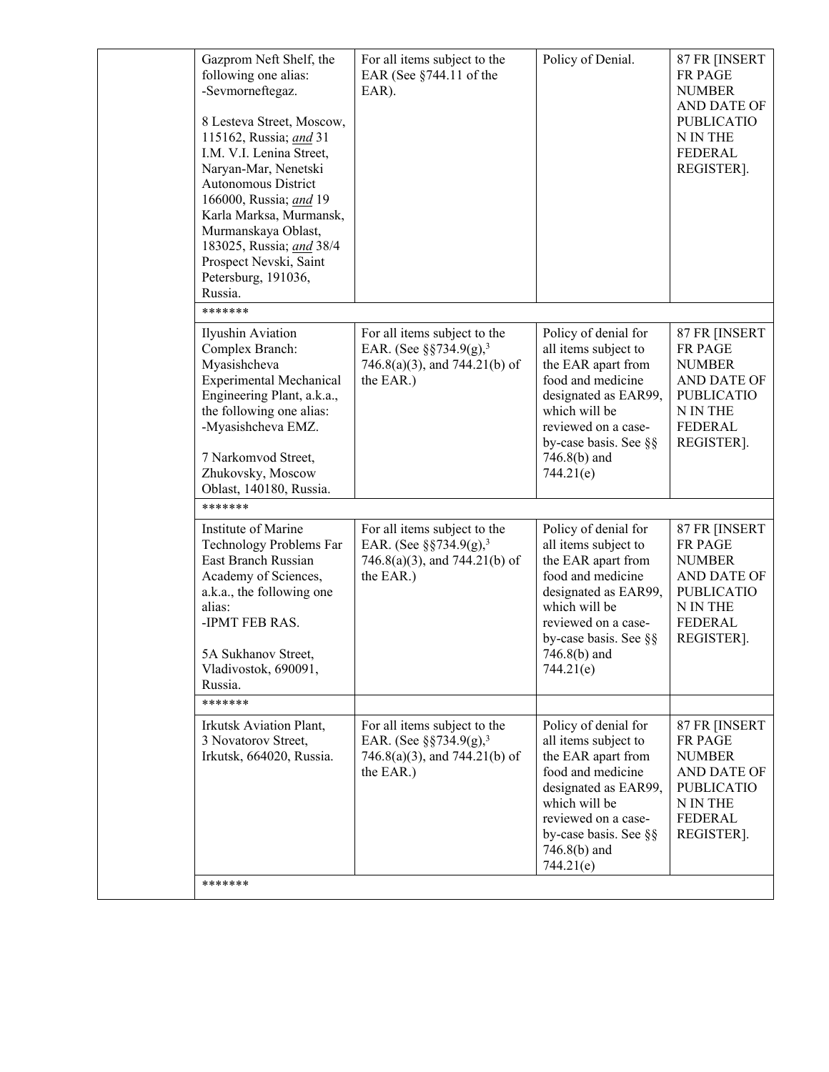| | | | | |
|---|---|---|---|---|
| | Gazprom Neft Shelf, the following one alias:<br>-Sevmorneftegaz.<br><br>8 Lesteva Street, Moscow, 115162, Russia; *and* 31 I.M. V.I. Lenina Street, Naryan-Mar, Nenetski Autonomous District 166000, Russia; *and* 19 Karla Marksa, Murmansk, Murmanskaya Oblast, 183025, Russia; *and* 38/4 Prospect Nevski, Saint Petersburg, 191036, Russia. | For all items subject to the EAR (See §744.11 of the EAR). | Policy of Denial. | 87 FR [INSERT FR PAGE NUMBER AND DATE OF PUBLICATION IN THE FEDERAL REGISTER]. |
| | ******* | | | |
| | Ilyushin Aviation Complex Branch: Myasishcheva Experimental Mechanical Engineering Plant, a.k.a., the following one alias:<br>-Myasishcheva EMZ.<br><br>7 Narkomvod Street, Zhukovsky, Moscow Oblast, 140180, Russia. | For all items subject to the EAR. (See §§734.9(g),[3] 746.8(a)(3), and 744.21(b) of the EAR.) | Policy of denial for all items subject to the EAR apart from food and medicine designated as EAR99, which will be reviewed on a case-by-case basis. See §§ 746.8(b) and 744.21(e) | 87 FR [INSERT FR PAGE NUMBER AND DATE OF PUBLICATION IN THE FEDERAL REGISTER]. |
| | ******* | | | |
| | Institute of Marine Technology Problems Far East Branch Russian Academy of Sciences, a.k.a., the following one alias:<br>-IPMT FEB RAS.<br><br>5A Sukhanov Street, Vladivostok, 690091, Russia. | For all items subject to the EAR. (See §§734.9(g),[3] 746.8(a)(3), and 744.21(b) of the EAR.) | Policy of denial for all items subject to the EAR apart from food and medicine designated as EAR99, which will be reviewed on a case-by-case basis. See §§ 746.8(b) and 744.21(e) | 87 FR [INSERT FR PAGE NUMBER AND DATE OF PUBLICATION IN THE FEDERAL REGISTER]. |
| | ******* | | | |
| | Irkutsk Aviation Plant, 3 Novatorov Street, Irkutsk, 664020, Russia. | For all items subject to the EAR. (See §§734.9(g),[3] 746.8(a)(3), and 744.21(b) of the EAR.) | Policy of denial for all items subject to the EAR apart from food and medicine designated as EAR99, which will be reviewed on a case-by-case basis. See §§ 746.8(b) and 744.21(e) | 87 FR [INSERT FR PAGE NUMBER AND DATE OF PUBLICATION IN THE FEDERAL REGISTER]. |
| | ******* | | | |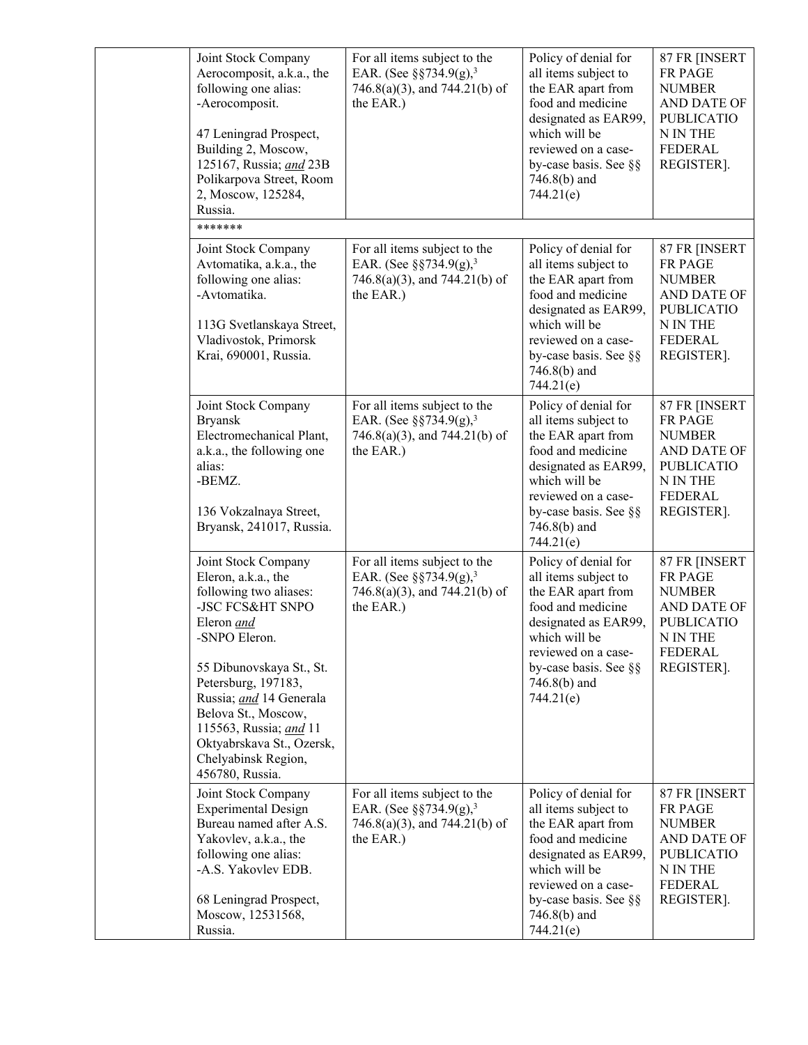| | | | | |
|---|---|---|---|---|
| | Joint Stock Company Aerocomposit, a.k.a., the following one alias:<br>-Aerocomposit.<br><br>47 Leningrad Prospect, Building 2, Moscow, 125167, Russia; *and* 23B Polikarpova Street, Room 2, Moscow, 125284, Russia. | For all items subject to the EAR. (See §§734.9(g),[3] 746.8(a)(3), and 744.21(b) of the EAR.) | Policy of denial for all items subject to the EAR apart from food and medicine designated as EAR99, which will be reviewed on a case-by-case basis. See §§ 746.8(b) and 744.21(e) | 87 FR [INSERT FR PAGE NUMBER AND DATE OF PUBLICATION IN THE FEDERAL REGISTER]. |
| | ******* | | | |
| | Joint Stock Company Avtomatika, a.k.a., the following one alias:<br>-Avtomatika.<br><br>113G Svetlanskaya Street, Vladivostok, Primorsk Krai, 690001, Russia. | For all items subject to the EAR. (See §§734.9(g),[3] 746.8(a)(3), and 744.21(b) of the EAR.) | Policy of denial for all items subject to the EAR apart from food and medicine designated as EAR99, which will be reviewed on a case-by-case basis. See §§ 746.8(b) and 744.21(e) | 87 FR [INSERT FR PAGE NUMBER AND DATE OF PUBLICATION IN THE FEDERAL REGISTER]. |
| | Joint Stock Company Bryansk Electromechanical Plant, a.k.a., the following one alias:<br>-BEMZ.<br><br>136 Vokzalnaya Street, Bryansk, 241017, Russia. | For all items subject to the EAR. (See §§734.9(g),[3] 746.8(a)(3), and 744.21(b) of the EAR.) | Policy of denial for all items subject to the EAR apart from food and medicine designated as EAR99, which will be reviewed on a case-by-case basis. See §§ 746.8(b) and 744.21(e) | 87 FR [INSERT FR PAGE NUMBER AND DATE OF PUBLICATION IN THE FEDERAL REGISTER]. |
| | Joint Stock Company Eleron, a.k.a., the following two aliases:<br>-JSC FCS&HT SNPO Eleron *and*<br>-SNPO Eleron.<br><br>55 Dibunovskaya St., St. Petersburg, 197183, Russia; *and* 14 Generala Belova St., Moscow, 115563, Russia; *and* 11 Oktyabrskava St., Ozersk, Chelyabinsk Region, 456780, Russia. | For all items subject to the EAR. (See §§734.9(g),[3] 746.8(a)(3), and 744.21(b) of the EAR.) | Policy of denial for all items subject to the EAR apart from food and medicine designated as EAR99, which will be reviewed on a case-by-case basis. See §§ 746.8(b) and 744.21(e) | 87 FR [INSERT FR PAGE NUMBER AND DATE OF PUBLICATION IN THE FEDERAL REGISTER]. |
| | Joint Stock Company Experimental Design Bureau named after A.S. Yakovlev, a.k.a., the following one alias:<br>-A.S. Yakovlev EDB.<br><br>68 Leningrad Prospect, Moscow, 12531568, Russia. | For all items subject to the EAR. (See §§734.9(g),[3] 746.8(a)(3), and 744.21(b) of the EAR.) | Policy of denial for all items subject to the EAR apart from food and medicine designated as EAR99, which will be reviewed on a case-by-case basis. See §§ 746.8(b) and 744.21(e) | 87 FR [INSERT FR PAGE NUMBER AND DATE OF PUBLICATION IN THE FEDERAL REGISTER]. |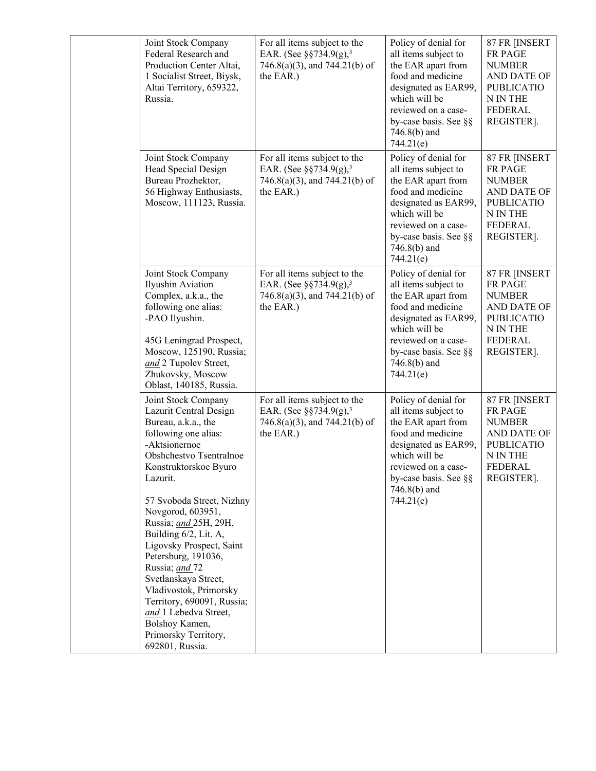| | | | | |
|---|---|---|---|---|
| | Joint Stock Company Federal Research and Production Center Altai, 1 Socialist Street, Biysk, Altai Territory, 659322, Russia. | For all items subject to the EAR. (See §§734.9(g),[3] 746.8(a)(3), and 744.21(b) of the EAR.) | Policy of denial for all items subject to the EAR apart from food and medicine designated as EAR99, which will be reviewed on a case-by-case basis. See §§ 746.8(b) and 744.21(e) | 87 FR [INSERT FR PAGE NUMBER AND DATE OF PUBLICATION IN THE FEDERAL REGISTER]. |
| | Joint Stock Company Head Special Design Bureau Prozhektor, 56 Highway Enthusiasts, Moscow, 111123, Russia. | For all items subject to the EAR. (See §§734.9(g),[3] 746.8(a)(3), and 744.21(b) of the EAR.) | Policy of denial for all items subject to the EAR apart from food and medicine designated as EAR99, which will be reviewed on a case-by-case basis. See §§ 746.8(b) and 744.21(e) | 87 FR [INSERT FR PAGE NUMBER AND DATE OF PUBLICATION IN THE FEDERAL REGISTER]. |
| | Joint Stock Company Ilyushin Aviation Complex, a.k.a., the following one alias: -PAO Ilyushin. 45G Leningrad Prospect, Moscow, 125190, Russia; *and* 2 Tupolev Street, Zhukovsky, Moscow Oblast, 140185, Russia. | For all items subject to the EAR. (See §§734.9(g),[3] 746.8(a)(3), and 744.21(b) of the EAR.) | Policy of denial for all items subject to the EAR apart from food and medicine designated as EAR99, which will be reviewed on a case-by-case basis. See §§ 746.8(b) and 744.21(e) | 87 FR [INSERT FR PAGE NUMBER AND DATE OF PUBLICATION IN THE FEDERAL REGISTER]. |
| | Joint Stock Company Lazurit Central Design Bureau, a.k.a., the following one alias: -Aktsionernoe Obshchestvo Tsentralnoe Konstruktorskoe Byuro Lazurit. 57 Svoboda Street, Nizhny Novgorod, 603951, Russia; *and* 25H, 29H, Building 6/2, Lit. A, Ligovsky Prospect, Saint Petersburg, 191036, Russia; *and* 72 Svetlanskaya Street, Vladivostok, Primorsky Territory, 690091, Russia; *and* 1 Lebedva Street, Bolshoy Kamen, Primorsky Territory, 692801, Russia. | For all items subject to the EAR. (See §§734.9(g),[3] 746.8(a)(3), and 744.21(b) of the EAR.) | Policy of denial for all items subject to the EAR apart from food and medicine designated as EAR99, which will be reviewed on a case-by-case basis. See §§ 746.8(b) and 744.21(e) | 87 FR [INSERT FR PAGE NUMBER AND DATE OF PUBLICATION IN THE FEDERAL REGISTER]. |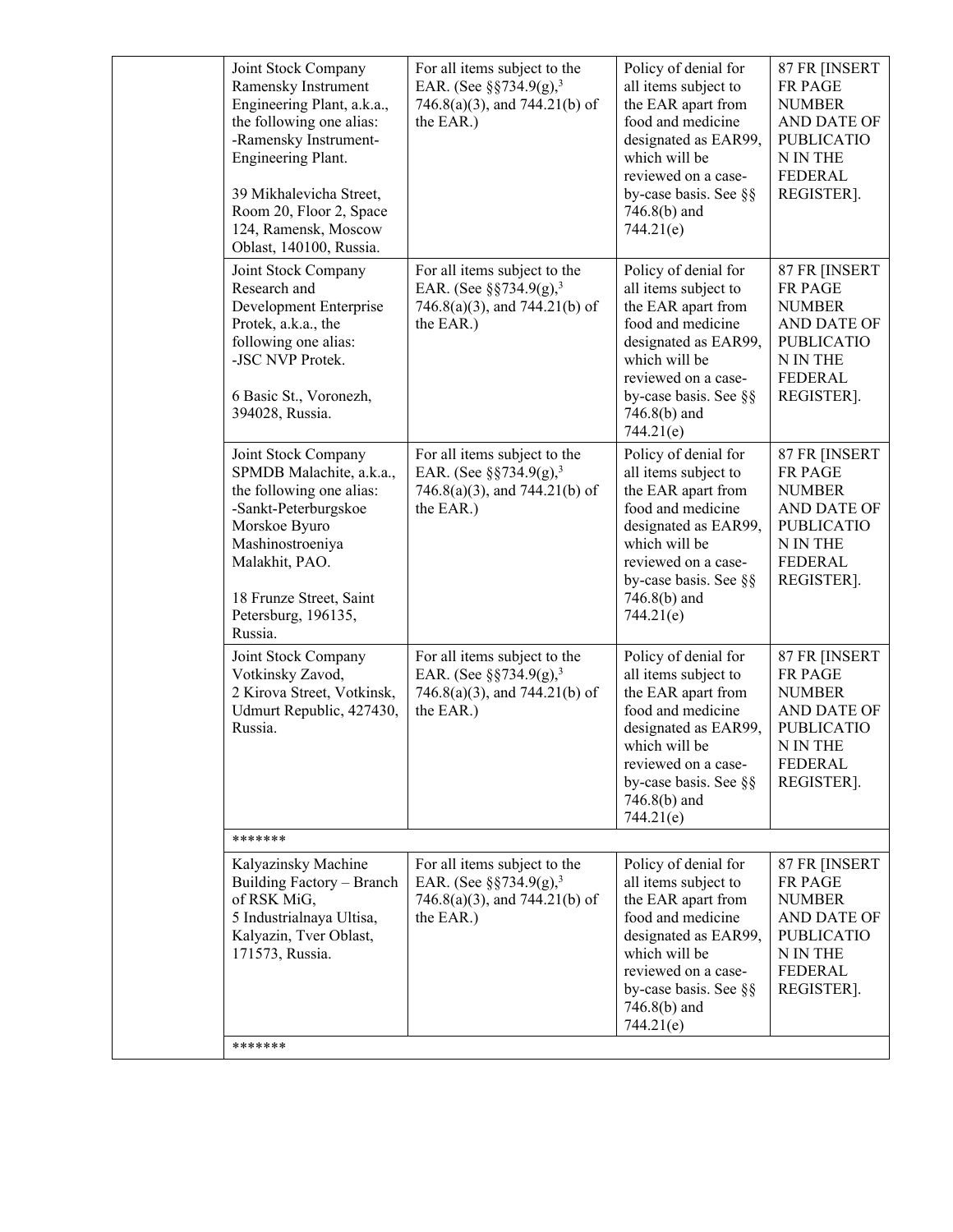| | Joint Stock Company Ramensky Instrument Engineering Plant, a.k.a., the following one alias: -Ramensky Instrument-Engineering Plant. 39 Mikhalevicha Street, Room 20, Floor 2, Space 124, Ramensk, Moscow Oblast, 140100, Russia. | For all items subject to the EAR. (See §§734.9(g),[3] 746.8(a)(3), and 744.21(b) of the EAR.) | Policy of denial for all items subject to the EAR apart from food and medicine designated as EAR99, which will be reviewed on a case-by-case basis. See §§ 746.8(b) and 744.21(e) | 87 FR [INSERT FR PAGE NUMBER AND DATE OF PUBLICATION IN THE FEDERAL REGISTER]. |
|---|---|---|---|---|
| | Joint Stock Company Research and Development Enterprise Protek, a.k.a., the following one alias: -JSC NVP Protek. 6 Basic St., Voronezh, 394028, Russia. | For all items subject to the EAR. (See §§734.9(g),[3] 746.8(a)(3), and 744.21(b) of the EAR.) | Policy of denial for all items subject to the EAR apart from food and medicine designated as EAR99, which will be reviewed on a case-by-case basis. See §§ 746.8(b) and 744.21(e) | 87 FR [INSERT FR PAGE NUMBER AND DATE OF PUBLICATION IN THE FEDERAL REGISTER]. |
| | Joint Stock Company SPMDB Malachite, a.k.a., the following one alias: -Sankt-Peterburgskoe Morskoe Byuro Mashinostroeniya Malakhit, PAO. 18 Frunze Street, Saint Petersburg, 196135, Russia. | For all items subject to the EAR. (See §§734.9(g),[3] 746.8(a)(3), and 744.21(b) of the EAR.) | Policy of denial for all items subject to the EAR apart from food and medicine designated as EAR99, which will be reviewed on a case-by-case basis. See §§ 746.8(b) and 744.21(e) | 87 FR [INSERT FR PAGE NUMBER AND DATE OF PUBLICATION IN THE FEDERAL REGISTER]. |
| | Joint Stock Company Votkinsky Zavod, 2 Kirova Street, Votkinsk, Udmurt Republic, 427430, Russia. | For all items subject to the EAR. (See §§734.9(g),[3] 746.8(a)(3), and 744.21(b) of the EAR.) | Policy of denial for all items subject to the EAR apart from food and medicine designated as EAR99, which will be reviewed on a case-by-case basis. See §§ 746.8(b) and 744.21(e) | 87 FR [INSERT FR PAGE NUMBER AND DATE OF PUBLICATION IN THE FEDERAL REGISTER]. |
| | ******* | | | |
| | Kalyazinsky Machine Building Factory – Branch of RSK MiG, 5 Industrialnaya Ultisa, Kalyazin, Tver Oblast, 171573, Russia. | For all items subject to the EAR. (See §§734.9(g),[3] 746.8(a)(3), and 744.21(b) of the EAR.) | Policy of denial for all items subject to the EAR apart from food and medicine designated as EAR99, which will be reviewed on a case-by-case basis. See §§ 746.8(b) and 744.21(e) | 87 FR [INSERT FR PAGE NUMBER AND DATE OF PUBLICATION IN THE FEDERAL REGISTER]. |
| | ******* | | | |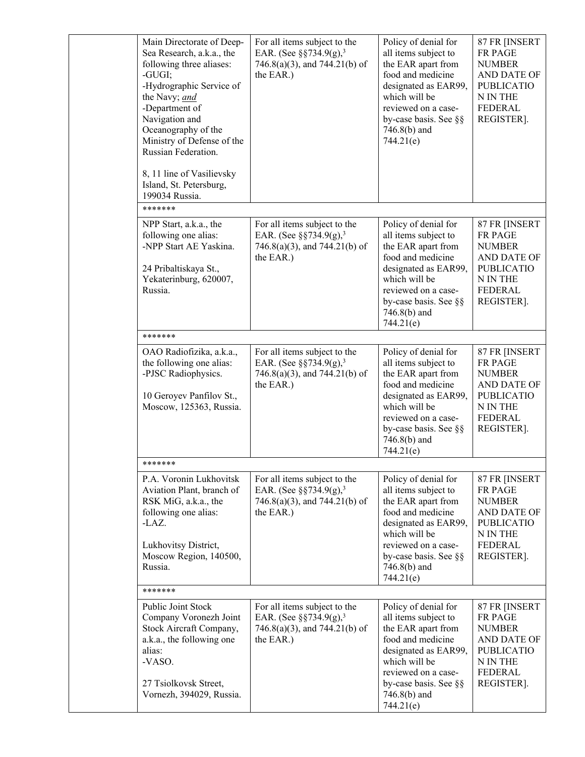| | | | | |
|---|---|---|---|---|
| | Main Directorate of Deep-Sea Research, a.k.a., the following three aliases:<br>-GUGI;<br>-Hydrographic Service of the Navy; *and*<br>-Department of Navigation and Oceanography of the Ministry of Defense of the Russian Federation.<br><br>8, 11 line of Vasilievsky Island, St. Petersburg, 199034 Russia. | For all items subject to the EAR. (See §§734.9(g),[3] 746.8(a)(3), and 744.21(b) of the EAR.) | Policy of denial for all items subject to the EAR apart from food and medicine designated as EAR99, which will be reviewed on a case-by-case basis. See §§ 746.8(b) and 744.21(e) | 87 FR [INSERT FR PAGE NUMBER AND DATE OF PUBLICATION IN THE FEDERAL REGISTER]. |
| | ******* | | | |
| | NPP Start, a.k.a., the following one alias:<br>-NPP Start AE Yaskina.<br><br>24 Pribaltiskaya St., Yekaterinburg, 620007, Russia. | For all items subject to the EAR. (See §§734.9(g),[3] 746.8(a)(3), and 744.21(b) of the EAR.) | Policy of denial for all items subject to the EAR apart from food and medicine designated as EAR99, which will be reviewed on a case-by-case basis. See §§ 746.8(b) and 744.21(e) | 87 FR [INSERT FR PAGE NUMBER AND DATE OF PUBLICATION IN THE FEDERAL REGISTER]. |
| | ******* | | | |
| | OAO Radiofizika, a.k.a., the following one alias:<br>-PJSC Radiophysics.<br><br>10 Geroyev Panfilov St., Moscow, 125363, Russia. | For all items subject to the EAR. (See §§734.9(g),[3] 746.8(a)(3), and 744.21(b) of the EAR.) | Policy of denial for all items subject to the EAR apart from food and medicine designated as EAR99, which will be reviewed on a case-by-case basis. See §§ 746.8(b) and 744.21(e) | 87 FR [INSERT FR PAGE NUMBER AND DATE OF PUBLICATION IN THE FEDERAL REGISTER]. |
| | ******* | | | |
| | P.A. Voronin Lukhovitsk Aviation Plant, branch of RSK MiG, a.k.a., the following one alias:<br>-LAZ.<br><br>Lukhovitsy District, Moscow Region, 140500, Russia. | For all items subject to the EAR. (See §§734.9(g),[3] 746.8(a)(3), and 744.21(b) of the EAR.) | Policy of denial for all items subject to the EAR apart from food and medicine designated as EAR99, which will be reviewed on a case-by-case basis. See §§ 746.8(b) and 744.21(e) | 87 FR [INSERT FR PAGE NUMBER AND DATE OF PUBLICATION IN THE FEDERAL REGISTER]. |
| | ******* | | | |
| | Public Joint Stock Company Voronezh Joint Stock Aircraft Company, a.k.a., the following one alias:<br>-VASO.<br><br>27 Tsiolkovsk Street, Vornezh, 394029, Russia. | For all items subject to the EAR. (See §§734.9(g),[3] 746.8(a)(3), and 744.21(b) of the EAR.) | Policy of denial for all items subject to the EAR apart from food and medicine designated as EAR99, which will be reviewed on a case-by-case basis. See §§ 746.8(b) and 744.21(e) | 87 FR [INSERT FR PAGE NUMBER AND DATE OF PUBLICATION IN THE FEDERAL REGISTER]. |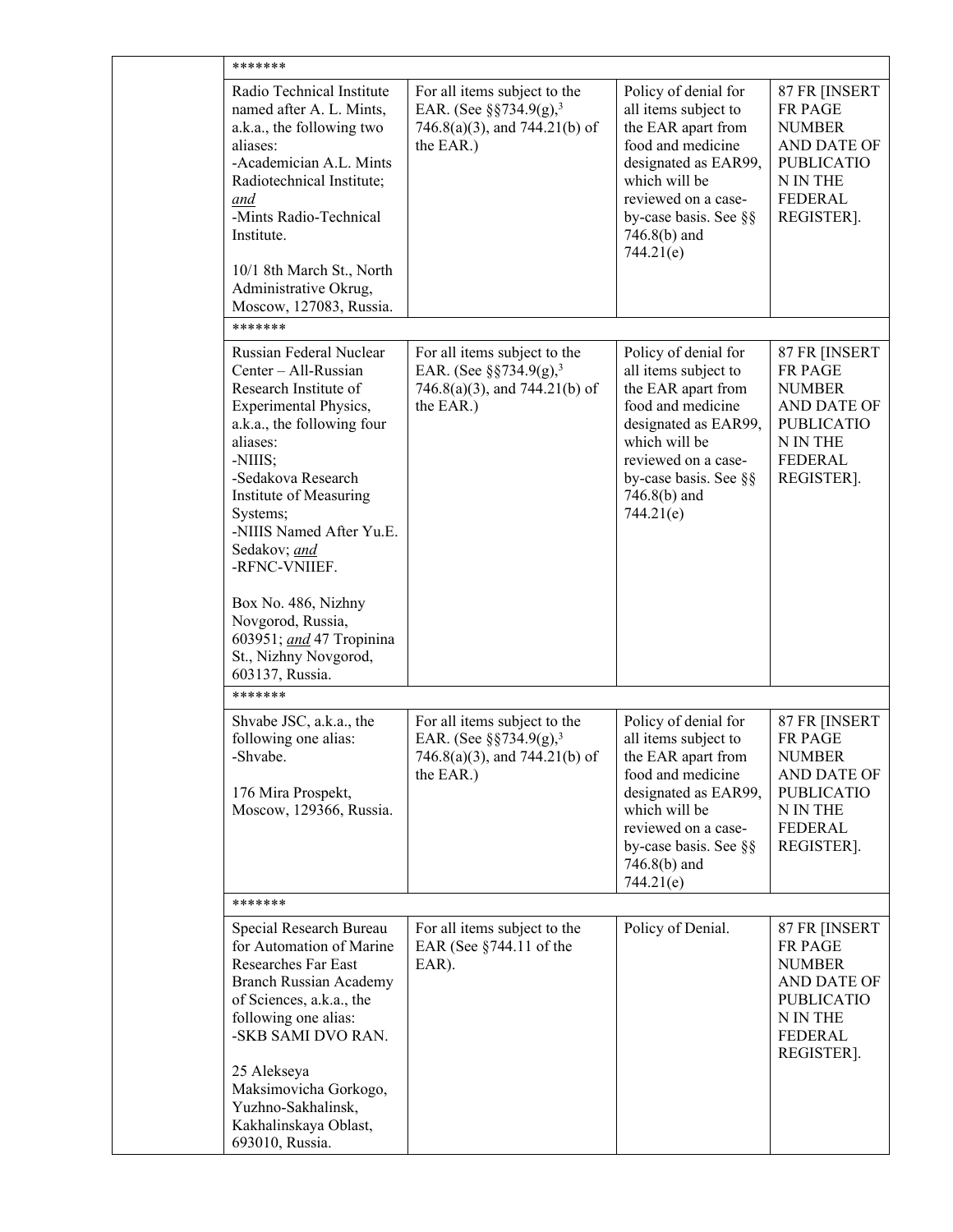| | | | | |
|---|---|---|---|---|
| | ******* | | | |
| | Radio Technical Institute named after A. L. Mints, a.k.a., the following two aliases:<br>-Academician A.L. Mints Radiotechnical Institute; *and*<br>-Mints Radio-Technical Institute.<br><br>10/1 8th March St., North Administrative Okrug, Moscow, 127083, Russia. | For all items subject to the EAR. (See §§734.9(g),[3] 746.8(a)(3), and 744.21(b) of the EAR.) | Policy of denial for all items subject to the EAR apart from food and medicine designated as EAR99, which will be reviewed on a case-by-case basis. See §§ 746.8(b) and 744.21(e) | 87 FR [INSERT FR PAGE NUMBER AND DATE OF PUBLICATION IN THE FEDERAL REGISTER]. |
| | ******* | | | |
| | Russian Federal Nuclear Center – All-Russian Research Institute of Experimental Physics, a.k.a., the following four aliases:<br>-NIIIS;<br>-Sedakova Research Institute of Measuring Systems;<br>-NIIIS Named After Yu.E. Sedakov; *and*<br>-RFNC-VNIIEF.<br><br>Box No. 486, Nizhny Novgorod, Russia, 603951; *and* 47 Tropinina St., Nizhny Novgorod, 603137, Russia. | For all items subject to the EAR. (See §§734.9(g),[3] 746.8(a)(3), and 744.21(b) of the EAR.) | Policy of denial for all items subject to the EAR apart from food and medicine designated as EAR99, which will be reviewed on a case-by-case basis. See §§ 746.8(b) and 744.21(e) | 87 FR [INSERT FR PAGE NUMBER AND DATE OF PUBLICATION IN THE FEDERAL REGISTER]. |
| | ******* | | | |
| | Shvabe JSC, a.k.a., the following one alias:<br>-Shvabe.<br><br>176 Mira Prospekt, Moscow, 129366, Russia. | For all items subject to the EAR. (See §§734.9(g),[3] 746.8(a)(3), and 744.21(b) of the EAR.) | Policy of denial for all items subject to the EAR apart from food and medicine designated as EAR99, which will be reviewed on a case-by-case basis. See §§ 746.8(b) and 744.21(e) | 87 FR [INSERT FR PAGE NUMBER AND DATE OF PUBLICATION IN THE FEDERAL REGISTER]. |
| | ******* | | | |
| | Special Research Bureau for Automation of Marine Researches Far East Branch Russian Academy of Sciences, a.k.a., the following one alias:<br>-SKB SAMI DVO RAN.<br><br>25 Alekseya Maksimovicha Gorkogo, Yuzhno-Sakhalinsk, Kakhalinskaya Oblast, 693010, Russia. | For all items subject to the EAR (See §744.11 of the EAR). | Policy of Denial. | 87 FR [INSERT FR PAGE NUMBER AND DATE OF PUBLICATION IN THE FEDERAL REGISTER]. |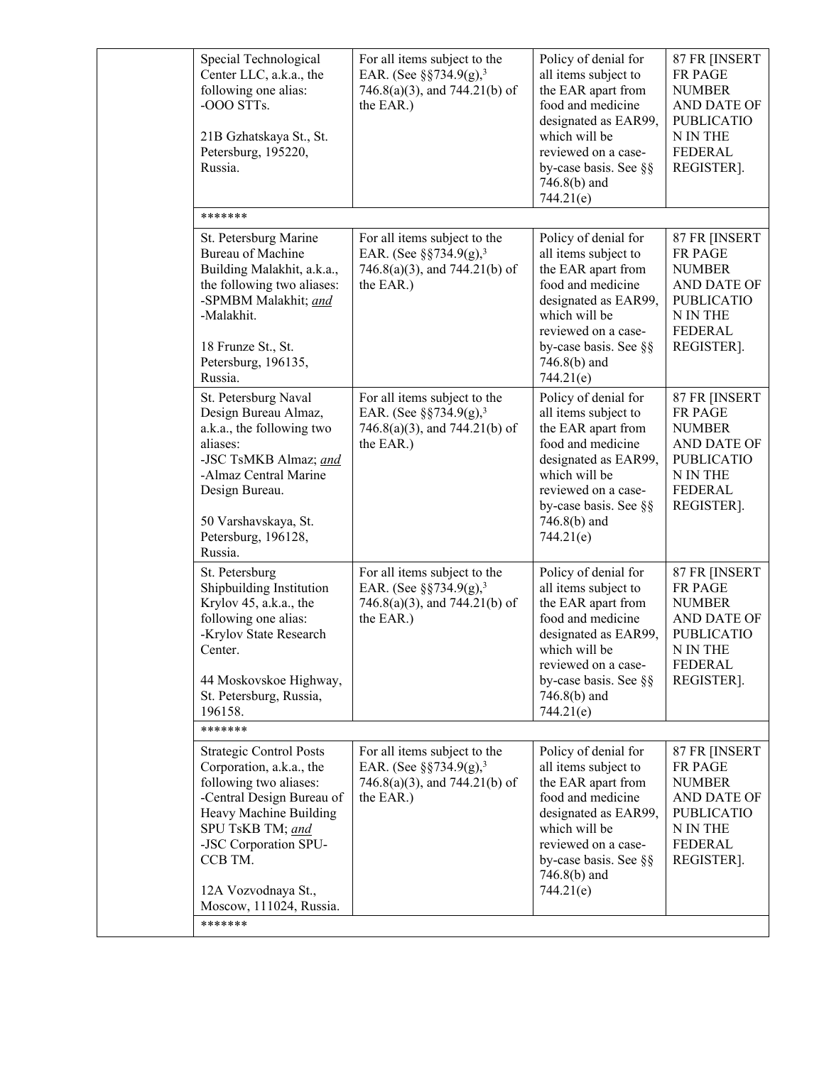| | | | | |
|---|---|---|---|---|
| | Special Technological Center LLC, a.k.a., the following one alias:<br>-OOO STTs.<br><br>21B Gzhatskaya St., St. Petersburg, 195220, Russia. | For all items subject to the EAR. (See §§734.9(g),[3] 746.8(a)(3), and 744.21(b) of the EAR.) | Policy of denial for all items subject to the EAR apart from food and medicine designated as EAR99, which will be reviewed on a case-by-case basis. See §§ 746.8(b) and 744.21(e) | 87 FR [INSERT FR PAGE NUMBER AND DATE OF PUBLICATION IN THE FEDERAL REGISTER]. |
| | ******* | | | |
| | St. Petersburg Marine Bureau of Machine Building Malakhit, a.k.a., the following two aliases:<br>-SPMBM Malakhit; *and*<br>-Malakhit.<br><br>18 Frunze St., St. Petersburg, 196135, Russia. | For all items subject to the EAR. (See §§734.9(g),[3] 746.8(a)(3), and 744.21(b) of the EAR.) | Policy of denial for all items subject to the EAR apart from food and medicine designated as EAR99, which will be reviewed on a case-by-case basis. See §§ 746.8(b) and 744.21(e) | 87 FR [INSERT FR PAGE NUMBER AND DATE OF PUBLICATION IN THE FEDERAL REGISTER]. |
| | St. Petersburg Naval Design Bureau Almaz, a.k.a., the following two aliases:<br>-JSC TsMKB Almaz; *and*<br>-Almaz Central Marine Design Bureau.<br><br>50 Varshavskaya, St. Petersburg, 196128, Russia. | For all items subject to the EAR. (See §§734.9(g),[3] 746.8(a)(3), and 744.21(b) of the EAR.) | Policy of denial for all items subject to the EAR apart from food and medicine designated as EAR99, which will be reviewed on a case-by-case basis. See §§ 746.8(b) and 744.21(e) | 87 FR [INSERT FR PAGE NUMBER AND DATE OF PUBLICATION IN THE FEDERAL REGISTER]. |
| | St. Petersburg Shipbuilding Institution Krylov 45, a.k.a., the following one alias:<br>-Krylov State Research Center.<br><br>44 Moskovskoe Highway, St. Petersburg, Russia, 196158. | For all items subject to the EAR. (See §§734.9(g),[3] 746.8(a)(3), and 744.21(b) of the EAR.) | Policy of denial for all items subject to the EAR apart from food and medicine designated as EAR99, which will be reviewed on a case-by-case basis. See §§ 746.8(b) and 744.21(e) | 87 FR [INSERT FR PAGE NUMBER AND DATE OF PUBLICATION IN THE FEDERAL REGISTER]. |
| | ******* | | | |
| | Strategic Control Posts Corporation, a.k.a., the following two aliases:<br>-Central Design Bureau of Heavy Machine Building SPU TsKB TM; *and*<br>-JSC Corporation SPU-CCB TM.<br><br>12A Vozvodnaya St., Moscow, 111024, Russia. | For all items subject to the EAR. (See §§734.9(g),[3] 746.8(a)(3), and 744.21(b) of the EAR.) | Policy of denial for all items subject to the EAR apart from food and medicine designated as EAR99, which will be reviewed on a case-by-case basis. See §§ 746.8(b) and 744.21(e) | 87 FR [INSERT FR PAGE NUMBER AND DATE OF PUBLICATION IN THE FEDERAL REGISTER]. |
| | ******* | | | |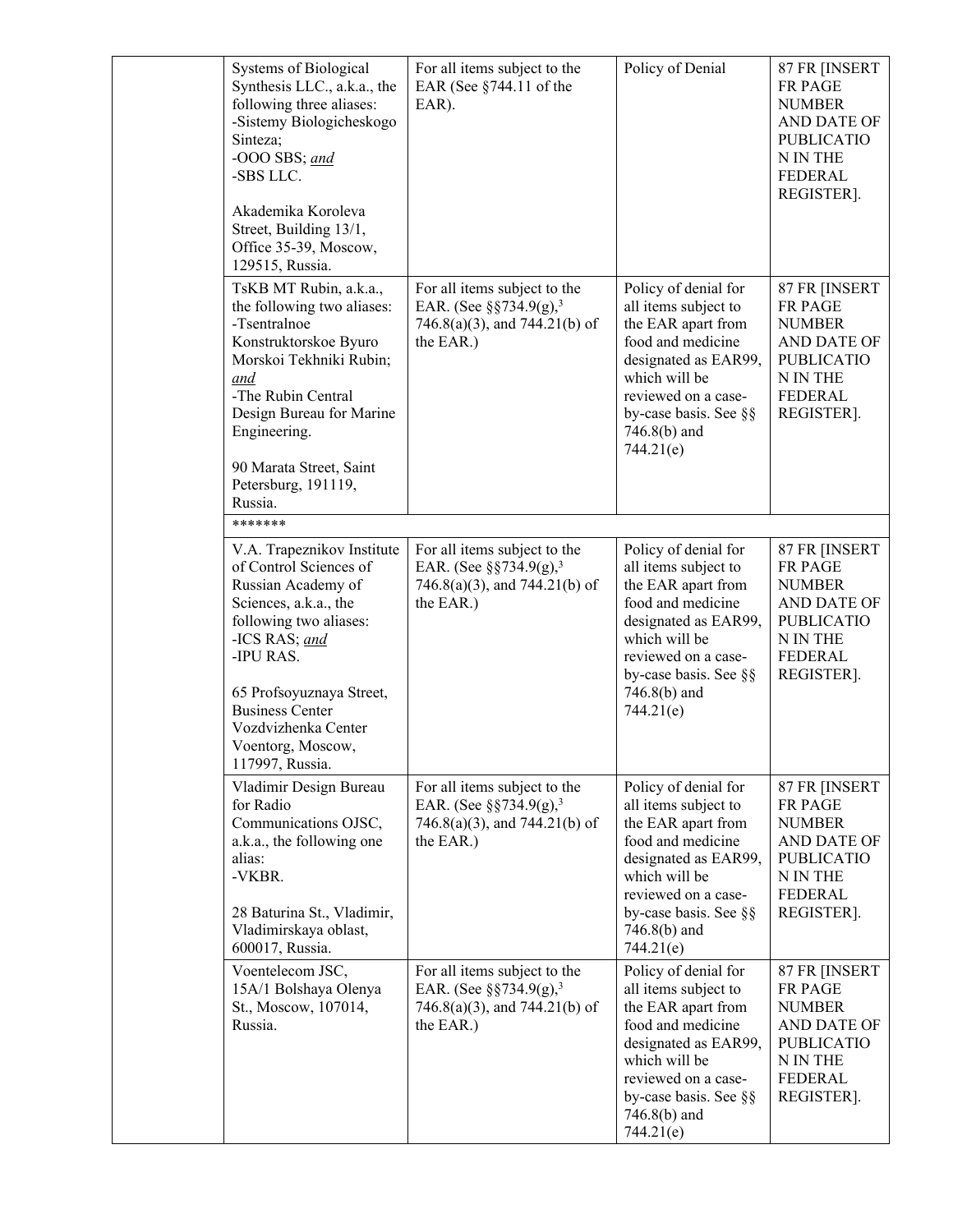| | | | | |
|---|---|---|---|---|
| | Systems of Biological Synthesis LLC., a.k.a., the following three aliases:<br>-Sistemy Biologicheskogo Sinteza;<br>-OOO SBS; *and*<br>-SBS LLC.<br><br>Akademika Koroleva Street, Building 13/1, Office 35-39, Moscow, 129515, Russia. | For all items subject to the EAR (See §744.11 of the EAR). | Policy of Denial | 87 FR [INSERT FR PAGE NUMBER AND DATE OF PUBLICATION IN THE FEDERAL REGISTER]. |
| | TsKB MT Rubin, a.k.a., the following two aliases:<br>-Tsentralnoe Konstruktorskoe Byuro Morskoi Tekhniki Rubin; *and*<br>-The Rubin Central Design Bureau for Marine Engineering.<br><br>90 Marata Street, Saint Petersburg, 191119, Russia. | For all items subject to the EAR. (See §§734.9(g),[3] 746.8(a)(3), and 744.21(b) of the EAR.) | Policy of denial for all items subject to the EAR apart from food and medicine designated as EAR99, which will be reviewed on a case-by-case basis. See §§ 746.8(b) and 744.21(e) | 87 FR [INSERT FR PAGE NUMBER AND DATE OF PUBLICATION IN THE FEDERAL REGISTER]. |
| | ******* | | | |
| | V.A. Trapeznikov Institute of Control Sciences of Russian Academy of Sciences, a.k.a., the following two aliases:<br>-ICS RAS; *and*<br>-IPU RAS.<br><br>65 Profsoyuznaya Street, Business Center Vozdvizhenka Center Voentorg, Moscow, 117997, Russia. | For all items subject to the EAR. (See §§734.9(g),[3] 746.8(a)(3), and 744.21(b) of the EAR.) | Policy of denial for all items subject to the EAR apart from food and medicine designated as EAR99, which will be reviewed on a case-by-case basis. See §§ 746.8(b) and 744.21(e) | 87 FR [INSERT FR PAGE NUMBER AND DATE OF PUBLICATION IN THE FEDERAL REGISTER]. |
| | Vladimir Design Bureau for Radio Communications OJSC, a.k.a., the following one alias:<br>-VKBR.<br><br>28 Baturina St., Vladimir, Vladimirskaya oblast, 600017, Russia. | For all items subject to the EAR. (See §§734.9(g),[3] 746.8(a)(3), and 744.21(b) of the EAR.) | Policy of denial for all items subject to the EAR apart from food and medicine designated as EAR99, which will be reviewed on a case-by-case basis. See §§ 746.8(b) and 744.21(e) | 87 FR [INSERT FR PAGE NUMBER AND DATE OF PUBLICATION IN THE FEDERAL REGISTER]. |
| | Voentelecom JSC, 15A/1 Bolshaya Olenya St., Moscow, 107014, Russia. | For all items subject to the EAR. (See §§734.9(g),[3] 746.8(a)(3), and 744.21(b) of the EAR.) | Policy of denial for all items subject to the EAR apart from food and medicine designated as EAR99, which will be reviewed on a case-by-case basis. See §§ 746.8(b) and 744.21(e) | 87 FR [INSERT FR PAGE NUMBER AND DATE OF PUBLICATION IN THE FEDERAL REGISTER]. |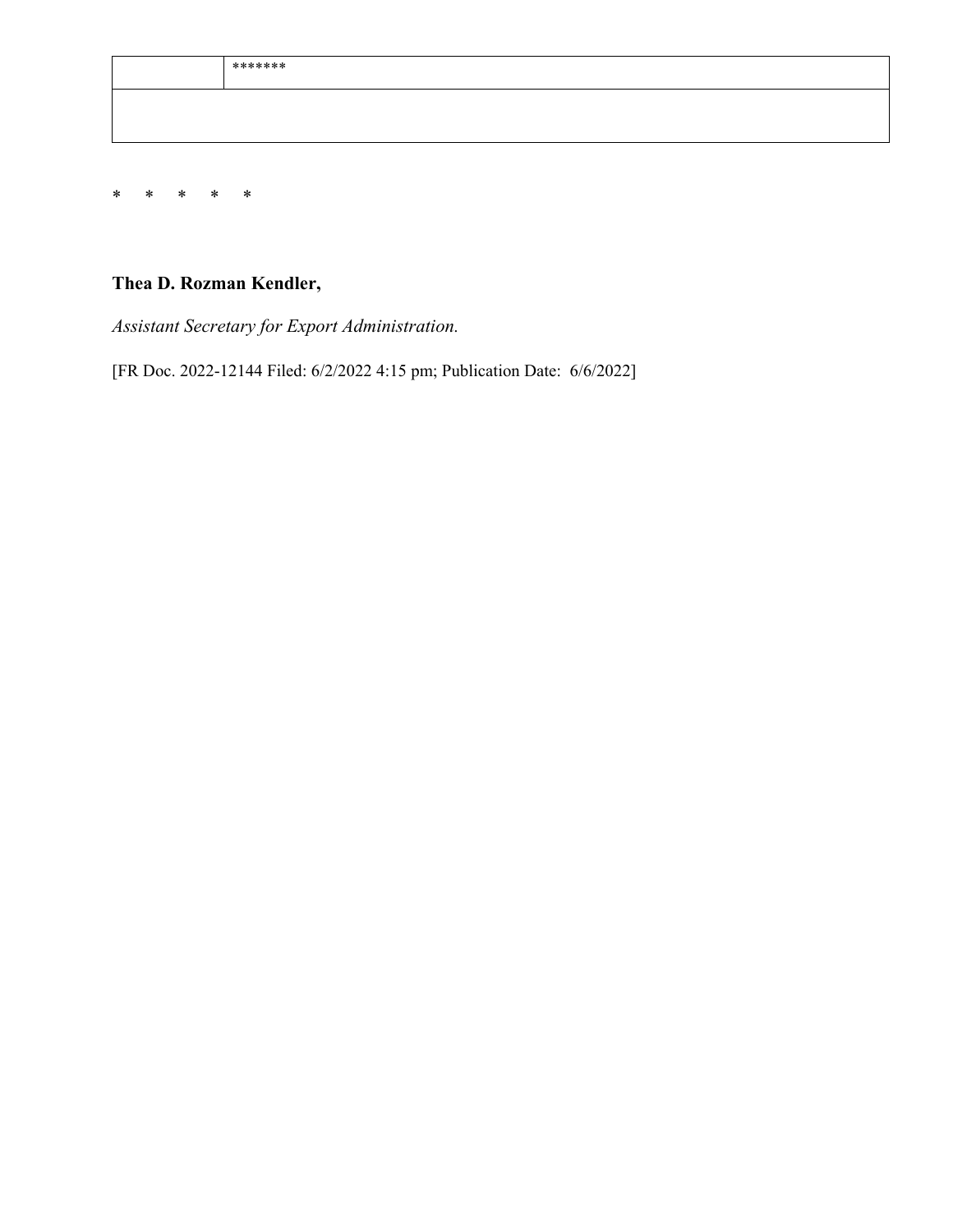| | |
|---|---|
| | ******* |
| | |

\* \* \* \* \*

**Thea D. Rozman Kendler,**

*Assistant Secretary for Export Administration.*

[FR Doc. 2022-12144 Filed: 6/2/2022 4:15 pm; Publication Date: 6/6/2022]